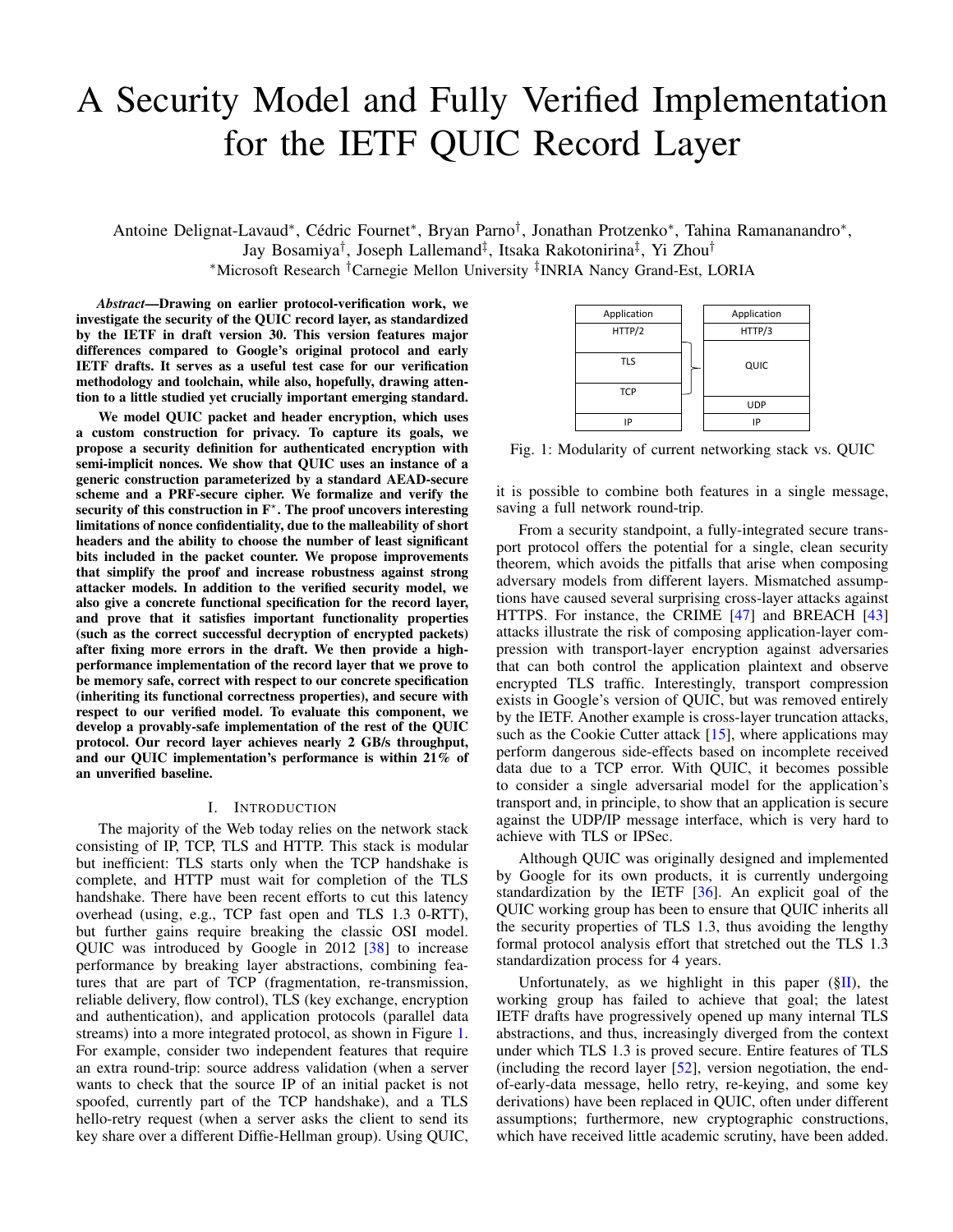# A Security Model and Fully Verified Implementation for the IETF QUIC Record Layer

Antoine Delignat-Lavaud*, Cédric Fournet*, Bryan Parno†, Jonathan Protzenko*, Tahina Ramananandro*, Jay Bosamiya†, Joseph Lallemand‡, Itsaka Rakotonirina‡, Yi Zhou†

*Microsoft Research †Carnegie Mellon University ‡INRIA Nancy Grand-Est, LORIA

***Abstract*—Drawing on earlier protocol-verification work, we investigate the security of the QUIC record layer, as standardized by the IETF in draft version 30. This version features major differences compared to Google's original protocol and early IETF drafts. It serves as a useful test case for our verification methodology and toolchain, while also, hopefully, drawing attention to a little studied yet crucially important emerging standard.**

**We model QUIC packet and header encryption, which uses a custom construction for privacy. To capture its goals, we propose a security definition for authenticated encryption with semi-implicit nonces. We show that QUIC uses an instance of a generic construction parameterized by a standard AEAD-secure scheme and a PRF-secure cipher. We formalize and verify the security of this construction in F\*. The proof uncovers interesting limitations of nonce confidentiality, due to the malleability of short headers and the ability to choose the number of least significant bits included in the packet counter. We propose improvements that simplify the proof and increase robustness against strong attacker models. In addition to the verified security model, we also give a concrete functional specification for the record layer, and prove that it satisfies important functionality properties (such as the correct successful decryption of encrypted packets) after fixing more errors in the draft. We then provide a high-performance implementation of the record layer that we prove to be memory safe, correct with respect to our concrete specification (inheriting its functional correctness properties), and secure with respect to our verified model. To evaluate this component, we develop a provably-safe implementation of the rest of the QUIC protocol. Our record layer achieves nearly 2 GB/s throughput, and our QUIC implementation's performance is within 21% of an unverified baseline.**

## I. Introduction

The majority of the Web today relies on the network stack consisting of IP, TCP, TLS and HTTP. This stack is modular but inefficient: TLS starts only when the TCP handshake is complete, and HTTP must wait for completion of the TLS handshake. There have been recent efforts to cut this latency overhead (using, e.g., TCP fast open and TLS 1.3 0-RTT), but further gains require breaking the classic OSI model. QUIC was introduced by Google in 2012 [38] to increase performance by breaking layer abstractions, combining features that are part of TCP (fragmentation, re-transmission, reliable delivery, flow control), TLS (key exchange, encryption and authentication), and application protocols (parallel data streams) into a more integrated protocol, as shown in Figure 1. For example, consider two independent features that require an extra round-trip: source address validation (when a server wants to check that the source IP of an initial packet is not spoofed, currently part of the TCP handshake), and a TLS hello-retry request (when a server asks the client to send its key share over a different Diffie-Hellman group). Using QUIC, it is possible to combine both features in a single message, saving a full network round-trip.

| Application | Application |
|---|---|
| HTTP/2 | HTTP/3 |
| TLS | QUIC |
| TCP | QUIC |
| | UDP |
| IP | IP |

Fig. 1: Modularity of current networking stack vs. QUIC

From a security standpoint, a fully-integrated secure transport protocol offers the potential for a single, clean security theorem, which avoids the pitfalls that arise when composing adversary models from different layers. Mismatched assumptions have caused several surprising cross-layer attacks against HTTPS. For instance, the CRIME [47] and BREACH [43] attacks illustrate the risk of composing application-layer compression with transport-layer encryption against adversaries that can both control the application plaintext and observe encrypted TLS traffic. Interestingly, transport compression exists in Google's version of QUIC, but was removed entirely by the IETF. Another example is cross-layer truncation attacks, such as the Cookie Cutter attack [15], where applications may perform dangerous side-effects based on incomplete received data due to a TCP error. With QUIC, it becomes possible to consider a single adversarial model for the application's transport and, in principle, to show that an application is secure against the UDP/IP message interface, which is very hard to achieve with TLS or IPSec.

Although QUIC was originally designed and implemented by Google for its own products, it is currently undergoing standardization by the IETF [36]. An explicit goal of the QUIC working group has been to ensure that QUIC inherits all the security properties of TLS 1.3, thus avoiding the lengthy formal protocol analysis effort that stretched out the TLS 1.3 standardization process for 4 years.

Unfortunately, as we highlight in this paper (§II), the working group has failed to achieve that goal; the latest IETF drafts have progressively opened up many internal TLS abstractions, and thus, increasingly diverged from the context under which TLS 1.3 is proved secure. Entire features of TLS (including the record layer [52], version negotiation, the end-of-early-data message, hello retry, re-keying, and some key derivations) have been replaced in QUIC, often under different assumptions; furthermore, new cryptographic constructions, which have received little academic scrutiny, have been added.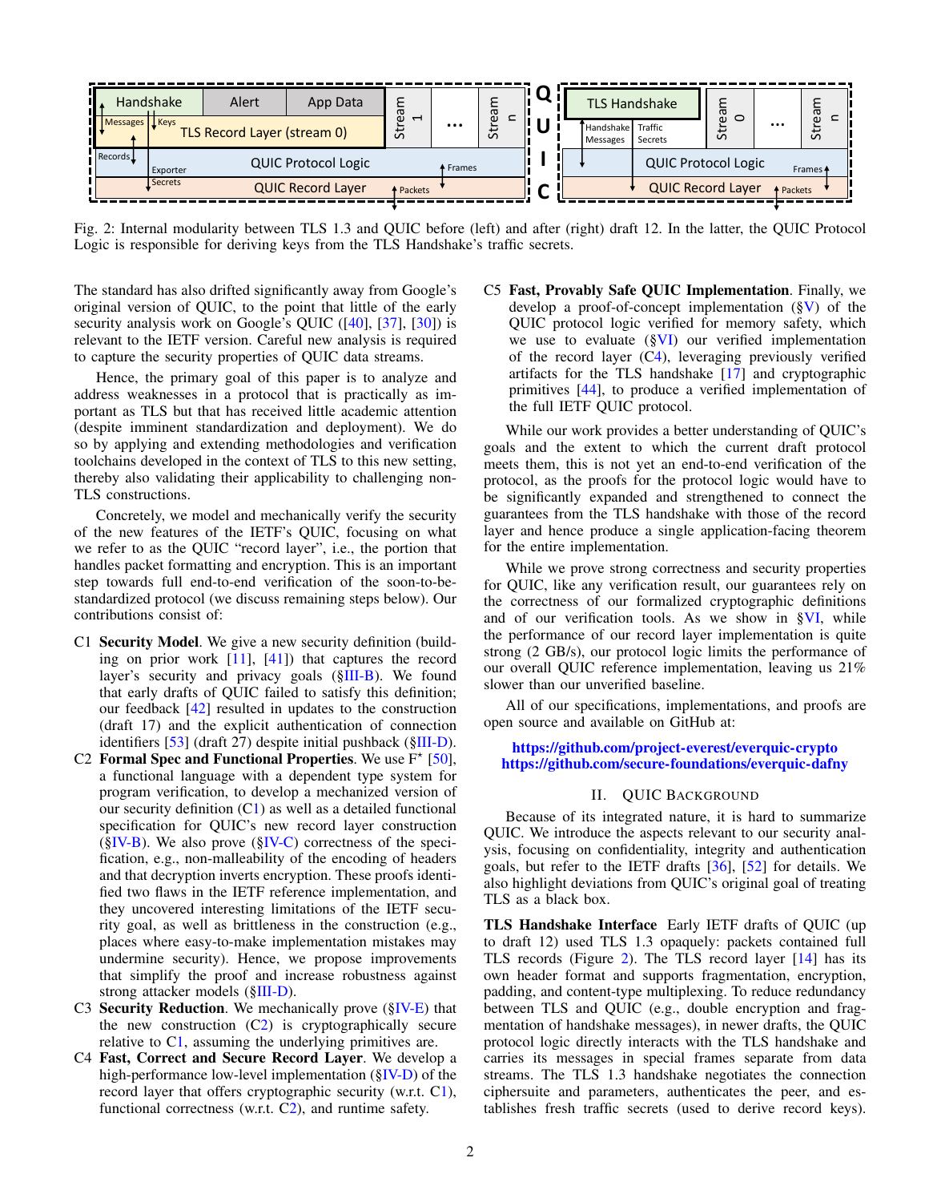Fig. 2: Internal modularity between TLS 1.3 and QUIC before (left) and after (right) draft 12. In the latter, the QUIC Protocol Logic is responsible for deriving keys from the TLS Handshake's traffic secrets.

The standard has also drifted significantly away from Google's original version of QUIC, to the point that little of the early security analysis work on Google's QUIC ([40], [37], [30]) is relevant to the IETF version. Careful new analysis is required to capture the security properties of QUIC data streams.

Hence, the primary goal of this paper is to analyze and address weaknesses in a protocol that is practically as important as TLS but that has received little academic attention (despite imminent standardization and deployment). We do so by applying and extending methodologies and verification toolchains developed in the context of TLS to this new setting, thereby also validating their applicability to challenging non-TLS constructions.

Concretely, we model and mechanically verify the security of the new features of the IETF's QUIC, focusing on what we refer to as the QUIC "record layer", i.e., the portion that handles packet formatting and encryption. This is an important step towards full end-to-end verification of the soon-to-be-standardized protocol (we discuss remaining steps below). Our contributions consist of:

- C1 **Security Model**. We give a new security definition (building on prior work [11], [41]) that captures the record layer's security and privacy goals (§III-B). We found that early drafts of QUIC failed to satisfy this definition; our feedback [42] resulted in updates to the construction (draft 17) and the explicit authentication of connection identifiers [53] (draft 27) despite initial pushback (§III-D).
- C2 **Formal Spec and Functional Properties**. We use F$^\star$ [50], a functional language with a dependent type system for program verification, to develop a mechanized version of our security definition (C1) as well as a detailed functional specification for QUIC's new record layer construction (§IV-B). We also prove (§IV-C) correctness of the specification, e.g., non-malleability of the encoding of headers and that decryption inverts encryption. These proofs identified two flaws in the IETF reference implementation, and they uncovered interesting limitations of the IETF security goal, as well as brittleness in the construction (e.g., places where easy-to-make implementation mistakes may undermine security). Hence, we propose improvements that simplify the proof and increase robustness against strong attacker models (§III-D).
- C3 **Security Reduction**. We mechanically prove (§IV-E) that the new construction (C2) is cryptographically secure relative to C1, assuming the underlying primitives are.
- C4 **Fast, Correct and Secure Record Layer**. We develop a high-performance low-level implementation (§IV-D) of the record layer that offers cryptographic security (w.r.t. C1), functional correctness (w.r.t. C2), and runtime safety.
- C5 **Fast, Provably Safe QUIC Implementation**. Finally, we develop a proof-of-concept implementation (§V) of the QUIC protocol logic verified for memory safety, which we use to evaluate (§VI) our verified implementation of the record layer (C4), leveraging previously verified artifacts for the TLS handshake [17] and cryptographic primitives [44], to produce a verified implementation of the full IETF QUIC protocol.

While our work provides a better understanding of QUIC's goals and the extent to which the current draft protocol meets them, this is not yet an end-to-end verification of the protocol, as the proofs for the protocol logic would have to be significantly expanded and strengthened to connect the guarantees from the TLS handshake with those of the record layer and hence produce a single application-facing theorem for the entire implementation.

While we prove strong correctness and security properties for QUIC, like any verification result, our guarantees rely on the correctness of our formalized cryptographic definitions and of our verification tools. As we show in §VI, while the performance of our record layer implementation is quite strong (2 GB/s), our protocol logic limits the performance of our overall QUIC reference implementation, leaving us 21% slower than our unverified baseline.

All of our specifications, implementations, and proofs are open source and available on GitHub at:

**https://github.com/project-everest/everquic-crypto**
**https://github.com/secure-foundations/everquic-dafny**

## II. QUIC Background

Because of its integrated nature, it is hard to summarize QUIC. We introduce the aspects relevant to our security analysis, focusing on confidentiality, integrity and authentication goals, but refer to the IETF drafts [36], [52] for details. We also highlight deviations from QUIC's original goal of treating TLS as a black box.

**TLS Handshake Interface** Early IETF drafts of QUIC (up to draft 12) used TLS 1.3 opaquely: packets contained full TLS records (Figure 2). The TLS record layer [14] has its own header format and supports fragmentation, encryption, padding, and content-type multiplexing. To reduce redundancy between TLS and QUIC (e.g., double encryption and fragmentation of handshake messages), in newer drafts, the QUIC protocol logic directly interacts with the TLS handshake and carries its messages in special frames separate from data streams. The TLS 1.3 handshake negotiates the connection ciphersuite and parameters, authenticates the peer, and establishes fresh traffic secrets (used to derive record keys).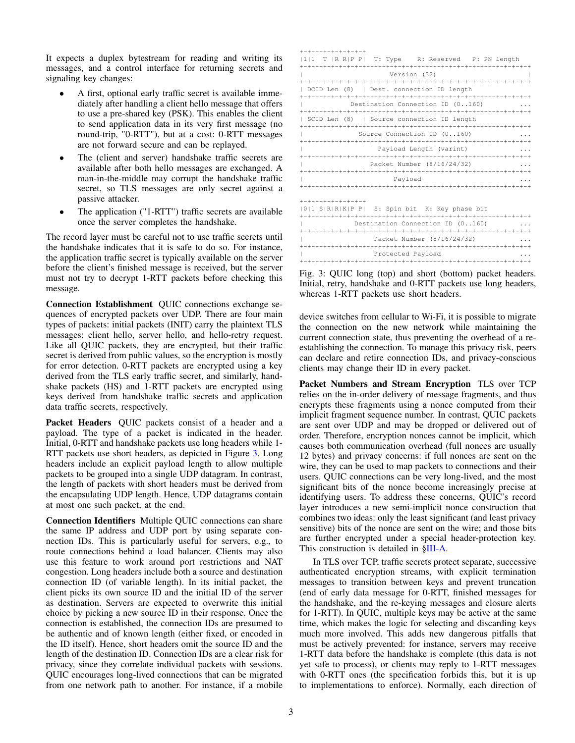It expects a duplex bytestream for reading and writing its messages, and a control interface for returning secrets and signaling key changes:

- A first, optional early traffic secret is available immediately after handling a client hello message that offers to use a pre-shared key (PSK). This enables the client to send application data in its very first message (no round-trip, "0-RTT"), but at a cost: 0-RTT messages are not forward secure and can be replayed.
- The (client and server) handshake traffic secrets are available after both hello messages are exchanged. A man-in-the-middle may corrupt the handshake traffic secret, so TLS messages are only secret against a passive attacker.
- The application ("1-RTT") traffic secrets are available once the server completes the handshake.

The record layer must be careful not to use traffic secrets until the handshake indicates that it is safe to do so. For instance, the application traffic secret is typically available on the server before the client's finished message is received, but the server must not try to decrypt 1-RTT packets before checking this message.

**Connection Establishment** QUIC connections exchange sequences of encrypted packets over UDP. There are four main types of packets: initial packets (INIT) carry the plaintext TLS messages: client hello, server hello, and hello-retry request. Like all QUIC packets, they are encrypted, but their traffic secret is derived from public values, so the encryption is mostly for error detection. 0-RTT packets are encrypted using a key derived from the TLS early traffic secret, and similarly, handshake packets (HS) and 1-RTT packets are encrypted using keys derived from handshake traffic secrets and application data traffic secrets, respectively.

**Packet Headers** QUIC packets consist of a header and a payload. The type of a packet is indicated in the header. Initial, 0-RTT and handshake packets use long headers while 1-RTT packets use short headers, as depicted in Figure 3. Long headers include an explicit payload length to allow multiple packets to be grouped into a single UDP datagram. In contrast, the length of packets with short headers must be derived from the encapsulating UDP length. Hence, UDP datagrams contain at most one such packet, at the end.

**Connection Identifiers** Multiple QUIC connections can share the same IP address and UDP port by using separate connection IDs. This is particularly useful for servers, e.g., to route connections behind a load balancer. Clients may also use this feature to work around port restrictions and NAT congestion. Long headers include both a source and destination connection ID (of variable length). In its initial packet, the client picks its own source ID and the initial ID of the server as destination. Servers are expected to overwrite this initial choice by picking a new source ID in their response. Once the connection is established, the connection IDs are presumed to be authentic and of known length (either fixed, or encoded in the ID itself). Hence, short headers omit the source ID and the length of the destination ID. Connection IDs are a clear risk for privacy, since they correlate individual packets with sessions. QUIC encourages long-lived connections that can be migrated from one network path to another. For instance, if a mobile device switches from cellular to Wi-Fi, it is possible to migrate the connection on the new network while maintaining the current connection state, thus preventing the overhead of a re-establishing the connection. To manage this privacy risk, peers can declare and retire connection IDs, and privacy-conscious clients may change their ID in every packet.

```
+-+-+-+-+-+-+-+-+
|1|1| T |R R|P P|   T: Type    R: Reserved   P: PN length
+-+-+-+-+-+-+-+-+-+-+-+-+-+-+-+-+-+-+-+-+-+-+-+-+-+-+-+-+-+-+-+-+
|                         Version (32)                          |
+-+-+-+-+-+-+-+-+-+-+-+-+-+-+-+-+-+-+-+-+-+-+-+-+-+-+-+-+-+-+-+-+
| DCID Len (8)  | Dest. connection ID length
+-+-+-+-+-+-+-+-+-+-+-+-+-+-+-+-+-+-+-+-+-+-+-+-+-+-+-+-+-+-+-+-+
|               Destination Connection ID (0..160)            ...
+-+-+-+-+-+-+-+-+-+-+-+-+-+-+-+-+-+-+-+-+-+-+-+-+-+-+-+-+-+-+-+-+
| SCID Len (8)  | Source connection ID length
+-+-+-+-+-+-+-+-+-+-+-+-+-+-+-+-+-+-+-+-+-+-+-+-+-+-+-+-+-+-+-+-+
|                 Source Connection ID (0..160)               ...
+-+-+-+-+-+-+-+-+-+-+-+-+-+-+-+-+-+-+-+-+-+-+-+-+-+-+-+-+-+-+-+-+
|                      Payload Length (varint)                ...
+-+-+-+-+-+-+-+-+-+-+-+-+-+-+-+-+-+-+-+-+-+-+-+-+-+-+-+-+-+-+-+-+
|                    Packet Number (8/16/24/32)               ...
+-+-+-+-+-+-+-+-+-+-+-+-+-+-+-+-+-+-+-+-+-+-+-+-+-+-+-+-+-+-+-+-+
|                           Payload                           ...
+-+-+-+-+-+-+-+-+-+-+-+-+-+-+-+-+-+-+-+-+-+-+-+-+-+-+-+-+-+-+-+-+

+-+-+-+-+-+-+-+-+
|0|1|S|R|R|K|P P|   S: Spin bit  K: Key phase bit
+-+-+-+-+-+-+-+-+-+-+-+-+-+-+-+-+-+-+-+-+-+-+-+-+-+-+-+-+-+-+-+-+
|               Destination Connection ID (0..160)            ...
+-+-+-+-+-+-+-+-+-+-+-+-+-+-+-+-+-+-+-+-+-+-+-+-+-+-+-+-+-+-+-+-+
|                    Packet Number (8/16/24/32)               ...
+-+-+-+-+-+-+-+-+-+-+-+-+-+-+-+-+-+-+-+-+-+-+-+-+-+-+-+-+-+-+-+-+
|                    Protected Payload                        ...
+-+-+-+-+-+-+-+-+-+-+-+-+-+-+-+-+-+-+-+-+-+-+-+-+-+-+-+-+-+-+-+-+
```

Fig. 3: QUIC long (top) and short (bottom) packet headers. Initial, retry, handshake and 0-RTT packets use long headers, whereas 1-RTT packets use short headers.

**Packet Numbers and Stream Encryption** TLS over TCP relies on the in-order delivery of message fragments, and thus encrypts these fragments using a nonce computed from their implicit fragment sequence number. In contrast, QUIC packets are sent over UDP and may be dropped or delivered out of order. Therefore, encryption nonces cannot be implicit, which causes both communication overhead (full nonces are usually 12 bytes) and privacy concerns: if full nonces are sent on the wire, they can be used to map packets to connections and their users. QUIC connections can be very long-lived, and the most significant bits of the nonce become increasingly precise at identifying users. To address these concerns, QUIC's record layer introduces a new semi-implicit nonce construction that combines two ideas: only the least significant (and least privacy sensitive) bits of the nonce are sent on the wire; and those bits are further encrypted under a special header-protection key. This construction is detailed in §III-A.

In TLS over TCP, traffic secrets protect separate, successive authenticated encryption streams, with explicit termination messages to transition between keys and prevent truncation (end of early data message for 0-RTT, finished messages for the handshake, and the re-keying messages and closure alerts for 1-RTT). In QUIC, multiple keys may be active at the same time, which makes the logic for selecting and discarding keys much more involved. This adds new dangerous pitfalls that must be actively prevented: for instance, servers may receive 1-RTT data before the handshake is complete (this data is not yet safe to process), or clients may reply to 1-RTT messages with 0-RTT ones (the specification forbids this, but it is up to implementations to enforce). Normally, each direction of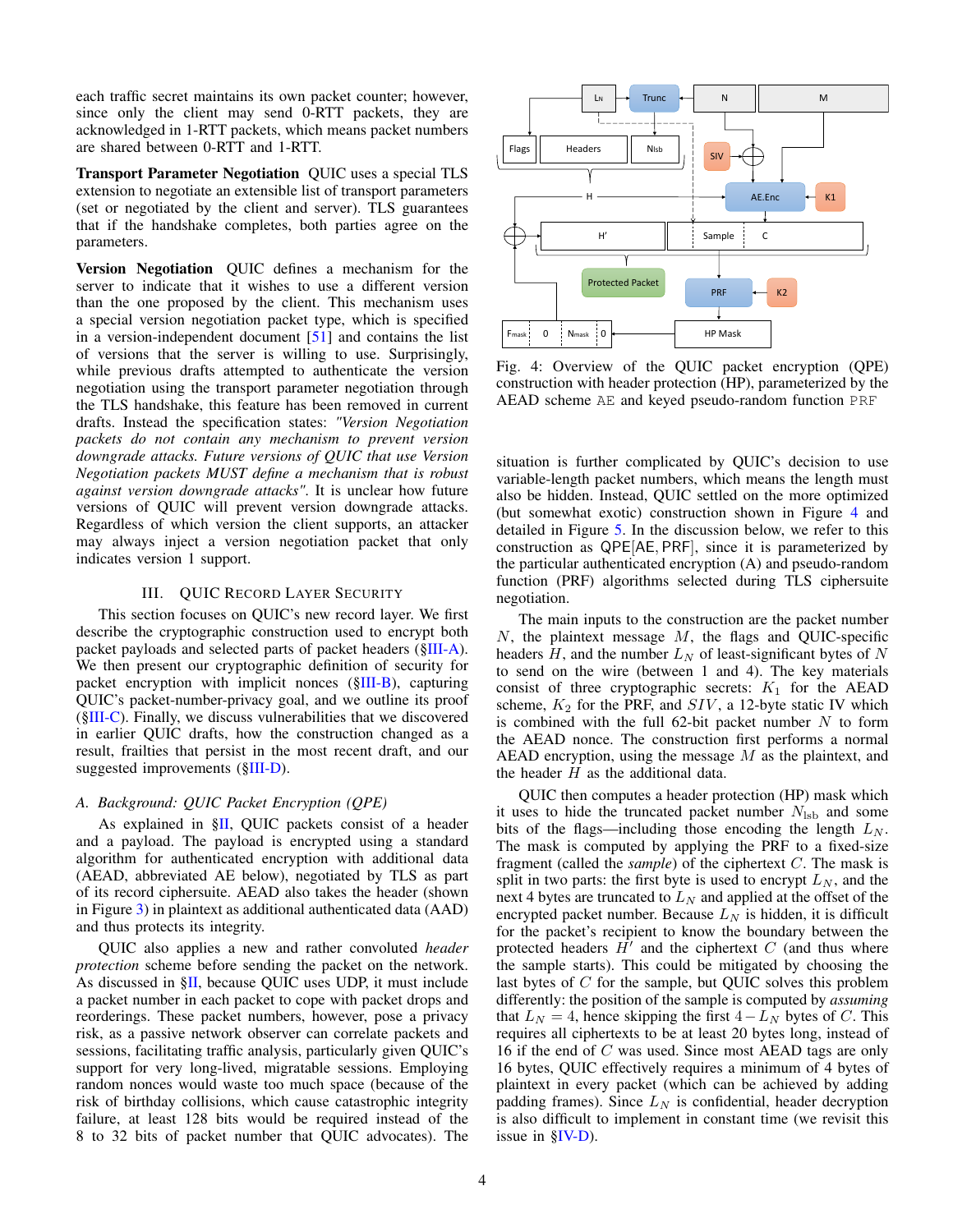each traffic secret maintains its own packet counter; however, since only the client may send 0-RTT packets, they are acknowledged in 1-RTT packets, which means packet numbers are shared between 0-RTT and 1-RTT.

**Transport Parameter Negotiation** QUIC uses a special TLS extension to negotiate an extensible list of transport parameters (set or negotiated by the client and server). TLS guarantees that if the handshake completes, both parties agree on the parameters.

**Version Negotiation** QUIC defines a mechanism for the server to indicate that it wishes to use a different version than the one proposed by the client. This mechanism uses a special version negotiation packet type, which is specified in a version-independent document [51] and contains the list of versions that the server is willing to use. Surprisingly, while previous drafts attempted to authenticate the version negotiation using the transport parameter negotiation through the TLS handshake, this feature has been removed in current drafts. Instead the specification states: *"Version Negotiation packets do not contain any mechanism to prevent version downgrade attacks. Future versions of QUIC that use Version Negotiation packets MUST define a mechanism that is robust against version downgrade attacks"*. It is unclear how future versions of QUIC will prevent version downgrade attacks. Regardless of which version the client supports, an attacker may always inject a version negotiation packet that only indicates version 1 support.

## III. QUIC Record Layer Security

This section focuses on QUIC's new record layer. We first describe the cryptographic construction used to encrypt both packet payloads and selected parts of packet headers (§III-A). We then present our cryptographic definition of security for packet encryption with implicit nonces (§III-B), capturing QUIC's packet-number-privacy goal, and we outline its proof (§III-C). Finally, we discuss vulnerabilities that we discovered in earlier QUIC drafts, how the construction changed as a result, frailties that persist in the most recent draft, and our suggested improvements (§III-D).

### A. Background: QUIC Packet Encryption (QPE)

As explained in §II, QUIC packets consist of a header and a payload. The payload is encrypted using a standard algorithm for authenticated encryption with additional data (AEAD, abbreviated AE below), negotiated by TLS as part of its record ciphersuite. AEAD also takes the header (shown in Figure 3) in plaintext as additional authenticated data (AAD) and thus protects its integrity.

QUIC also applies a new and rather convoluted *header protection* scheme before sending the packet on the network. As discussed in §II, because QUIC uses UDP, it must include a packet number in each packet to cope with packet drops and reorderings. These packet numbers, however, pose a privacy risk, as a passive network observer can correlate packets and sessions, facilitating traffic analysis, particularly given QUIC's support for very long-lived, migratable sessions. Employing random nonces would waste too much space (because of the risk of birthday collisions, which cause catastrophic integrity failure, at least 128 bits would be required instead of the 8 to 32 bits of packet number that QUIC advocates). The situation is further complicated by QUIC's decision to use variable-length packet numbers, which means the length must also be hidden. Instead, QUIC settled on the more optimized (but somewhat exotic) construction shown in Figure 4 and detailed in Figure 5. In the discussion below, we refer to this construction as $\mathsf{QPE}[\mathsf{AE},\mathsf{PRF}]$, since it is parameterized by the particular authenticated encryption (A) and pseudo-random function (PRF) algorithms selected during TLS ciphersuite negotiation.

Fig. 4: Overview of the QUIC packet encryption (QPE) construction with header protection (HP), parameterized by the AEAD scheme $\mathtt{AE}$ and keyed pseudo-random function $\mathtt{PRF}$

The main inputs to the construction are the packet number $N$, the plaintext message $M$, the flags and QUIC-specific headers $H$, and the number $L_N$ of least-significant bytes of $N$ to send on the wire (between 1 and 4). The key materials consist of three cryptographic secrets: $K_1$ for the AEAD scheme, $K_2$ for the PRF, and $SIV$, a 12-byte static IV which is combined with the full 62-bit packet number $N$ to form the AEAD nonce. The construction first performs a normal AEAD encryption, using the message $M$ as the plaintext, and the header $H$ as the additional data.

QUIC then computes a header protection (HP) mask which it uses to hide the truncated packet number $N_{\text{lsb}}$ and some bits of the flags—including those encoding the length $L_N$. The mask is computed by applying the PRF to a fixed-size fragment (called the *sample*) of the ciphertext $C$. The mask is split in two parts: the first byte is used to encrypt $L_N$, and the next 4 bytes are truncated to $L_N$ and applied at the offset of the encrypted packet number. Because $L_N$ is hidden, it is difficult for the packet's recipient to know the boundary between the protected headers $H'$ and the ciphertext $C$ (and thus where the sample starts). This could be mitigated by choosing the last bytes of $C$ for the sample, but QUIC solves this problem differently: the position of the sample is computed by *assuming* that $L_N = 4$, hence skipping the first $4 - L_N$ bytes of $C$. This requires all ciphertexts to be at least 20 bytes long, instead of 16 if the end of $C$ was used. Since most AEAD tags are only 16 bytes, QUIC effectively requires a minimum of 4 bytes of plaintext in every packet (which can be achieved by adding padding frames). Since $L_N$ is confidential, header decryption is also difficult to implement in constant time (we revisit this issue in §IV-D).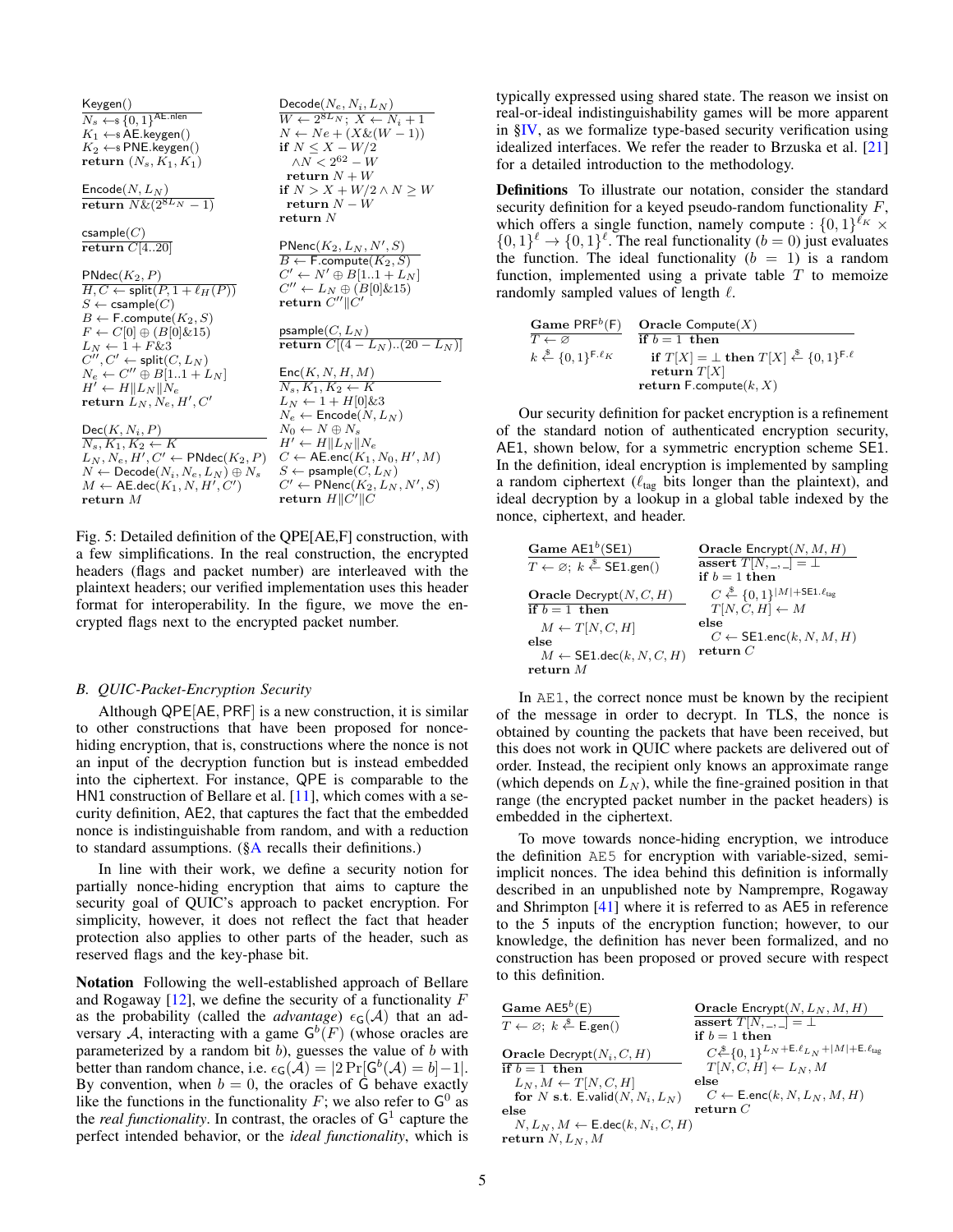```
Keygen()
  N_s ←$ {0,1}^AE.nlen
  K_1 ←$ AE.keygen()
  K_2 ←$ PNE.keygen()
  return (N_s, K_1, K_1)

Encode(N, L_N)
  return N&(2^{8L_N} − 1)

csample(C)
  return C[4..20]

PNdec(K_2, P)
  H, C ← split(P, 1 + ℓ_H(P))
  S ← csample(C)
  B ← F.compute(K_2, S)
  F ← C[0] ⊕ (B[0]&15)
  L_N ← 1 + F&3
  C'', C' ← split(C, L_N)
  N_e ← C'' ⊕ B[1..1 + L_N]
  H' ← H‖L_N‖N_e
  return L_N, N_e, H', C'

Dec(K, N_i, P)
  N_s, K_1, K_2 ← K
  L_N, N_e, H', C' ← PNdec(K_2, P)
  N ← Decode(N_i, N_e, L_N) ⊕ N_s
  M ← AE.dec(K_1, N, H', C')
  return M

Decode(N_e, N_i, L_N)
  W ← 2^{8L_N}; X ← N_i + 1
  N ← Ne + (X&(W − 1))
  if N ≤ X − W/2
     ∧N < 2^62 − W
    return N + W
  if N > X + W/2 ∧ N ≥ W
    return N − W
  return N

PNenc(K_2, L_N, N', S)
  B ← F.compute(K_2, S)
  C' ← N' ⊕ B[1..1 + L_N]
  C'' ← L_N ⊕ (B[0]&15)
  return C''‖C'

psample(C, L_N)
  return C[(4 − L_N)..(20 − L_N)]

Enc(K, N, H, M)
  N_s, K_1, K_2 ← K
  L_N ← 1 + H[0]&3
  N_e ← Encode(N, L_N)
  N_0 ← N ⊕ N_s
  H' ← H‖L_N‖N_e
  C ← AE.enc(K_1, N_0, H', M)
  S ← psample(C, L_N)
  C' ← PNenc(K_2, L_N, N', S)
  return H‖C'‖C
```

Fig. 5: Detailed definition of the QPE[AE,F] construction, with a few simplifications. In the real construction, the encrypted headers (flags and packet number) are interleaved with the plaintext headers; our verified implementation uses this header format for interoperability. In the figure, we move the encrypted flags next to the encrypted packet number.

### B. QUIC-Packet-Encryption Security

Although QPE[AE, PRF] is a new construction, it is similar to other constructions that have been proposed for nonce-hiding encryption, that is, constructions where the nonce is not an input of the decryption function but is instead embedded into the ciphertext. For instance, QPE is comparable to the HN1 construction of Bellare et al. [11], which comes with a security definition, AE2, that captures the fact that the embedded nonce is indistinguishable from random, and with a reduction to standard assumptions. (§A recalls their definitions.)

In line with their work, we define a security notion for partially nonce-hiding encryption that aims to capture the security goal of QUIC's approach to packet encryption. For simplicity, however, it does not reflect the fact that header protection also applies to other parts of the header, such as reserved flags and the key-phase bit.

**Notation** Following the well-established approach of Bellare and Rogaway [12], we define the security of a functionality $F$ as the probability (called the *advantage*) $\epsilon_{\mathsf{G}}(\mathcal{A})$ that an adversary $\mathcal{A}$, interacting with a game $\mathsf{G}^b(F)$ (whose oracles are parameterized by a random bit $b$), guesses the value of $b$ with better than random chance, i.e. $\epsilon_{\mathsf{G}}(\mathcal{A}) = |2\Pr[\mathsf{G}^b(\mathcal{A}) = b] - 1|$. By convention, when $b = 0$, the oracles of G behave exactly like the functions in the functionality $F$; we also refer to $\mathsf{G}^0$ as the *real functionality*. In contrast, the oracles of $\mathsf{G}^1$ capture the perfect intended behavior, or the *ideal functionality*, which is typically expressed using shared state. The reason we insist on real-or-ideal indistinguishability games will be more apparent in §IV, as we formalize type-based security verification using idealized interfaces. We refer the reader to Brzuska et al. [21] for a detailed introduction to the methodology.

**Definitions** To illustrate our notation, consider the standard security definition for a keyed pseudo-random functionality $F$, which offers a single function, namely compute : $\{0,1\}^{\ell_K} \times \{0,1\}^{\ell} \to \{0,1\}^{\ell}$. The real functionality ($b = 0$) just evaluates the function. The ideal functionality ($b = 1$) is a random function, implemented using a private table $T$ to memoize randomly sampled values of length $\ell$.

```
Game PRF^b(F)
  T ← ∅
  k ←$ {0,1}^{F.ℓ_K}

Oracle Compute(X)
  if b = 1 then
    if T[X] = ⊥ then T[X] ←$ {0,1}^{F.ℓ}
    return T[X]
  return F.compute(k, X)
```

Our security definition for packet encryption is a refinement of the standard notion of authenticated encryption security, AE1, shown below, for a symmetric encryption scheme SE1. In the definition, ideal encryption is implemented by sampling a random ciphertext ($\ell_{\text{tag}}$ bits longer than the plaintext), and ideal decryption by a lookup in a global table indexed by the nonce, ciphertext, and header.

```
Game AE1^b(SE1)
  T ← ∅; k ←$ SE1.gen()

Oracle Decrypt(N, C, H)
  if b = 1 then
    M ← T[N, C, H]
  else
    M ← SE1.dec(k, N, C, H)
  return M

Oracle Encrypt(N, M, H)
  assert T[N, _, _] = ⊥
  if b = 1 then
    C ←$ {0,1}^{|M|+SE1.ℓ_tag}
    T[N, C, H] ← M
  else
    C ← SE1.enc(k, N, M, H)
  return C
```

In AE1, the correct nonce must be known by the recipient of the message in order to decrypt. In TLS, the nonce is obtained by counting the packets that have been received, but this does not work in QUIC where packets are delivered out of order. Instead, the recipient only knows an approximate range (which depends on $L_N$), while the fine-grained position in that range (the encrypted packet number in the packet headers) is embedded in the ciphertext.

To move towards nonce-hiding encryption, we introduce the definition AE5 for encryption with variable-sized, semi-implicit nonces. The idea behind this definition is informally described in an unpublished note by Namprempre, Rogaway and Shrimpton [41] where it is referred to as AE5 in reference to the 5 inputs of the encryption function; however, to our knowledge, the definition has never been formalized, and no construction has been proposed or proved secure with respect to this definition.

```
Game AE5^b(E)
  T ← ∅; k ←$ E.gen()

Oracle Decrypt(N_i, C, H)
  if b = 1 then
    L_N, M ← T[N, C, H]
    for N s.t. E.valid(N, N_i, L_N)
  else
    N, L_N, M ← E.dec(k, N_i, C, H)
  return N, L_N, M

Oracle Encrypt(N, L_N, M, H)
  assert T[N, _, _] = ⊥
  if b = 1 then
    C ←$ {0,1}^{L_N + E.ℓ_{L_N} + |M| + E.ℓ_tag}
    T[N, C, H] ← L_N, M
  else
    C ← E.enc(k, N, L_N, M, H)
  return C
```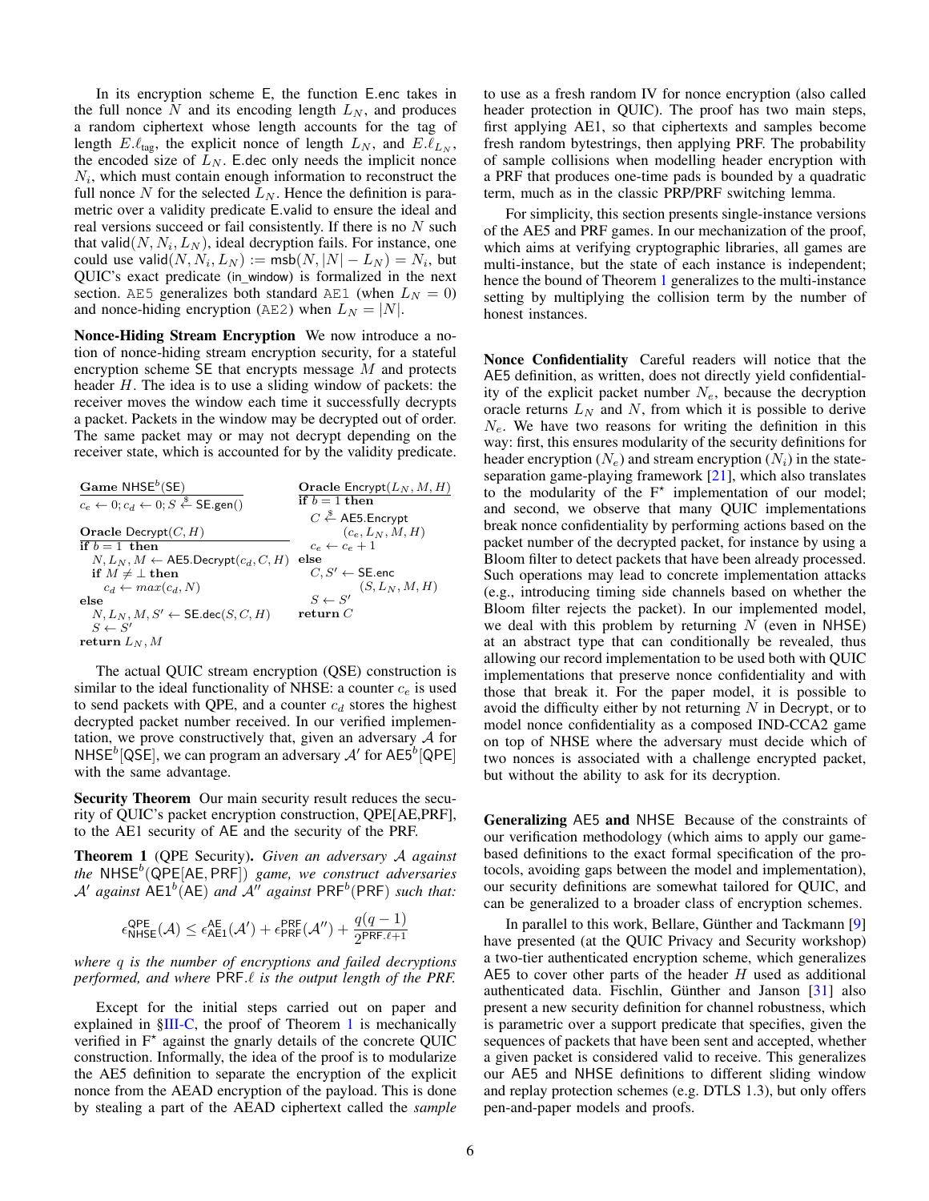In its encryption scheme E, the function E.enc takes in the full nonce $N$ and its encoding length $L_N$, and produces a random ciphertext whose length accounts for the tag of length $E.\ell_{\mathsf{tag}}$, the explicit nonce of length $L_N$, and $E.\ell_{L_N}$, the encoded size of $L_N$. E.dec only needs the implicit nonce $N_i$, which must contain enough information to reconstruct the full nonce $N$ for the selected $L_N$. Hence the definition is parametric over a validity predicate E.valid to ensure the ideal and real versions succeed or fail consistently. If there is no $N$ such that valid$(N, N_i, L_N)$, ideal decryption fails. For instance, one could use valid$(N, N_i, L_N) := \mathsf{msb}(N, |N| - L_N) = N_i$, but QUIC's exact predicate (in_window) is formalized in the next section. AE5 generalizes both standard AE1 (when $L_N = 0$) and nonce-hiding encryption (AE2) when $L_N = |N|$.

**Nonce-Hiding Stream Encryption** We now introduce a notion of nonce-hiding stream encryption security, for a stateful encryption scheme SE that encrypts message $M$ and protects header $H$. The idea is to use a sliding window of packets: the receiver moves the window each time it successfully decrypts a packet. Packets in the window may be decrypted out of order. The same packet may or may not decrypt depending on the receiver state, which is accounted for by the validity predicate.

```
Game NHSE^b(SE)
c_e ← 0; c_d ← 0; S ←$ SE.gen()

Oracle Decrypt(C, H)
if b = 1 then
  N, L_N, M ← AE5.Decrypt(c_d, C, H)
  if M ≠ ⊥ then
    c_d ← max(c_d, N)
else
  N, L_N, M, S' ← SE.dec(S, C, H)
  S ← S'
return L_N, M

Oracle Encrypt(L_N, M, H)
if b = 1 then
  C ←$ AE5.Encrypt
        (c_e, L_N, M, H)
  c_e ← c_e + 1
else
  C, S' ← SE.enc
        (S, L_N, M, H)
  S ← S'
return C
```

The actual QUIC stream encryption (QSE) construction is similar to the ideal functionality of NHSE: a counter $c_e$ is used to send packets with QPE, and a counter $c_d$ stores the highest decrypted packet number received. In our verified implementation, we prove constructively that, given an adversary $\mathcal{A}$ for $\mathsf{NHSE}^b[\mathsf{QSE}]$, we can program an adversary $\mathcal{A}'$ for $\mathsf{AE5}^b[\mathsf{QPE}]$ with the same advantage.

**Security Theorem** Our main security result reduces the security of QUIC's packet encryption construction, QPE[AE,PRF], to the AE1 security of AE and the security of the PRF.

**Theorem 1** (QPE Security). *Given an adversary $\mathcal{A}$ against the $\mathsf{NHSE}^b(\mathsf{QPE}[\mathsf{AE}, \mathsf{PRF}])$ game, we construct adversaries $\mathcal{A}'$ against $\mathsf{AE1}^b(\mathsf{AE})$ and $\mathcal{A}''$ against $\mathsf{PRF}^b(\mathsf{PRF})$ such that:*

$$\epsilon^{\mathsf{QPE}}_{\mathsf{NHSE}}(\mathcal{A}) \le \epsilon^{\mathsf{AE}}_{\mathsf{AE1}}(\mathcal{A}') + \epsilon^{\mathsf{PRF}}_{\mathsf{PRF}}(\mathcal{A}'') + \frac{q(q-1)}{2^{\mathsf{PRF}.\ell+1}}$$

*where $q$ is the number of encryptions and failed decryptions performed, and where $\mathsf{PRF}.\ell$ is the output length of the PRF.*

Except for the initial steps carried out on paper and explained in §III-C, the proof of Theorem 1 is mechanically verified in F$^\star$ against the gnarly details of the concrete QUIC construction. Informally, the idea of the proof is to modularize the AE5 definition to separate the encryption of the explicit nonce from the AEAD encryption of the payload. This is done by stealing a part of the AEAD ciphertext called the *sample* to use as a fresh random IV for nonce encryption (also called header protection in QUIC). The proof has two main steps, first applying AE1, so that ciphertexts and samples become fresh random bytestrings, then applying PRF. The probability of sample collisions when modelling header encryption with a PRF that produces one-time pads is bounded by a quadratic term, much as in the classic PRP/PRF switching lemma.

For simplicity, this section presents single-instance versions of the AE5 and PRF games. In our mechanization of the proof, which aims at verifying cryptographic libraries, all games are multi-instance, but the state of each instance is independent; hence the bound of Theorem 1 generalizes to the multi-instance setting by multiplying the collision term by the number of honest instances.

**Nonce Confidentiality** Careful readers will notice that the AE5 definition, as written, does not directly yield confidentiality of the explicit packet number $N_e$, because the decryption oracle returns $L_N$ and $N$, from which it is possible to derive $N_e$. We have two reasons for writing the definition in this way: first, this ensures modularity of the security definitions for header encryption ($N_e$) and stream encryption ($N_i$) in the state-separation game-playing framework [21], which also translates to the modularity of the F$^\star$ implementation of our model; and second, we observe that many QUIC implementations break nonce confidentiality by performing actions based on the packet number of the decrypted packet, for instance by using a Bloom filter to detect packets that have been already processed. Such operations may lead to concrete implementation attacks (e.g., introducing timing side channels based on whether the Bloom filter rejects the packet). In our implemented model, we deal with this problem by returning $N$ (even in NHSE) at an abstract type that can conditionally be revealed, thus allowing our record implementation to be used both with QUIC implementations that preserve nonce confidentiality and with those that break it. For the paper model, it is possible to avoid the difficulty either by not returning $N$ in Decrypt, or to model nonce confidentiality as a composed IND-CCA2 game on top of NHSE where the adversary must decide which of two nonces is associated with a challenge encrypted packet, but without the ability to ask for its decryption.

**Generalizing AE5 and NHSE** Because of the constraints of our verification methodology (which aims to apply our game-based definitions to the exact formal specification of the protocols, avoiding gaps between the model and implementation), our security definitions are somewhat tailored for QUIC, and can be generalized to a broader class of encryption schemes.

In parallel to this work, Bellare, Günther and Tackmann [9] have presented (at the QUIC Privacy and Security workshop) a two-tier authenticated encryption scheme, which generalizes AE5 to cover other parts of the header $H$ used as additional authenticated data. Fischlin, Günther and Janson [31] also present a new security definition for channel robustness, which is parametric over a support predicate that specifies, given the sequences of packets that have been sent and accepted, whether a given packet is considered valid to receive. This generalizes our AE5 and NHSE definitions to different sliding window and replay protection schemes (e.g. DTLS 1.3), but only offers pen-and-paper models and proofs.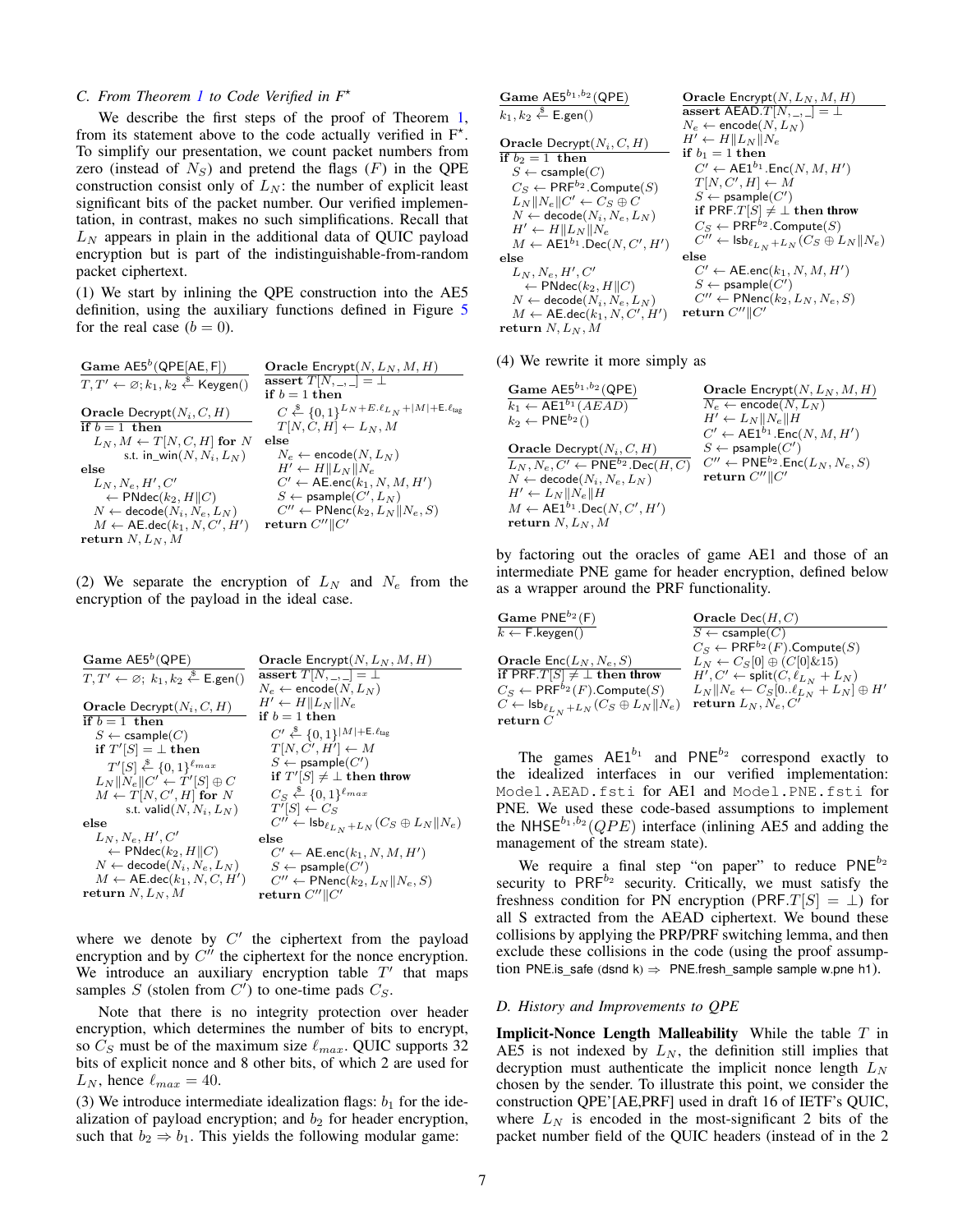### C. From Theorem 1 to Code Verified in F*

We describe the first steps of the proof of Theorem 1, from its statement above to the code actually verified in F*. To simplify our presentation, we count packet numbers from zero (instead of $N_S$) and pretend the flags ($F$) in the QPE construction consist only of $L_N$: the number of explicit least significant bits of the packet number. Our verified implementation, in contrast, makes no such simplifications. Recall that $L_N$ appears in plain in the additional data of QUIC payload encryption but is part of the indistinguishable-from-random packet ciphertext.

(1) We start by inlining the QPE construction into the AE5 definition, using the auxiliary functions defined in Figure 5 for the real case ($b = 0$).

```
Game AE5^b(QPE[AE, F])
T, T' ← ∅; k1, k2 ←$ Keygen()

Oracle Decrypt(N_i, C, H)
if b = 1 then
  L_N, M ← T[N, C, H] for N
      s.t. in_win(N, N_i, L_N)
else
  L_N, N_e, H', C'
     ← PNdec(k2, H‖C)
  N ← decode(N_i, N_e, L_N)
  M ← AE.dec(k1, N, C', H')
return N, L_N, M

Oracle Encrypt(N, L_N, M, H)
assert T[N, _, _] = ⊥
if b = 1 then
  C ←$ {0,1}^{L_N + E.ℓ_{L_N} + |M| + E.ℓ_tag}
  T[N, C, H] ← L_N, M
else
  N_e ← encode(N, L_N)
  H' ← H‖L_N‖N_e
  C' ← AE.enc(k1, N, M, H')
  S ← psample(C', L_N)
  C'' ← PNenc(k2, L_N‖N_e, S)
return C''‖C'
```

(2) We separate the encryption of $L_N$ and $N_e$ from the encryption of the payload in the ideal case.

```
Game AE5^b(QPE)
T, T' ← ∅; k1, k2 ←$ E.gen()

Oracle Decrypt(N_i, C, H)
if b = 1 then
  S ← csample(C)
  if T'[S] = ⊥ then
    T'[S] ←$ {0,1}^{ℓ_max}
  L_N‖N_e‖C' ← T'[S] ⊕ C
  M ← T[N, C', H] for N
      s.t. valid(N, N_i, L_N)
else
  L_N, N_e, H', C'
     ← PNdec(k2, H‖C)
  N ← decode(N_i, N_e, L_N)
  M ← AE.dec(k1, N, C, H')
return N, L_N, M

Oracle Encrypt(N, L_N, M, H)
assert T[N, _, _] = ⊥
N_e ← encode(N, L_N)
H' ← H‖L_N‖N_e
if b = 1 then
  C' ←$ {0,1}^{|M| + E.ℓ_tag}
  T[N, C', H'] ← M
  S ← psample(C')
  if T'[S] ≠ ⊥ then throw
  C_S ←$ {0,1}^{ℓ_max}
  T'[S] ← C_S
  C'' ← lsb_{ℓ_{L_N} + L_N}(C_S ⊕ L_N‖N_e)
else
  C' ← AE.enc(k1, N, M, H')
  S ← psample(C')
  C'' ← PNenc(k2, L_N‖N_e, S)
return C''‖C'
```

where we denote by $C'$ the ciphertext from the payload encryption and by $C''$ the ciphertext for the nonce encryption. We introduce an auxiliary encryption table $T'$ that maps samples $S$ (stolen from $C'$) to one-time pads $C_S$.

Note that there is no integrity protection over header encryption, which determines the number of bits to encrypt, so $C_S$ must be of the maximum size $\ell_{max}$. QUIC supports 32 bits of explicit nonce and 8 other bits, of which 2 are used for $L_N$, hence $\ell_{max} = 40$.

(3) We introduce intermediate idealization flags: $b_1$ for the idealization of payload encryption; and $b_2$ for header encryption, such that $b_2 \Rightarrow b_1$. This yields the following modular game:

```
Game AE5^{b1,b2}(QPE)
k1, k2 ←$ E.gen()

Oracle Decrypt(N_i, C, H)
if b2 = 1 then
  S ← csample(C)
  C_S ← PRF^{b2}.Compute(S)
  L_N‖N_e‖C' ← C_S ⊕ C
  N ← decode(N_i, N_e, L_N)
  H' ← H‖L_N‖N_e
  M ← AE1^{b1}.Dec(N, C', H')
else
  L_N, N_e, H', C'
     ← PNdec(k2, H‖C)
  N ← decode(N_i, N_e, L_N)
  M ← AE.dec(k1, N, C', H')
return N, L_N, M

Oracle Encrypt(N, L_N, M, H)
assert AEAD.T[N, _, _] = ⊥
N_e ← encode(N, L_N)
H' ← H‖L_N‖N_e
if b1 = 1 then
  C' ← AE1^{b1}.Enc(N, M, H')
  T[N, C', H] ← M
  S ← psample(C')
  if PRF.T[S] ≠ ⊥ then throw
  C_S ← PRF^{b2}.Compute(S)
  C'' ← lsb_{ℓ_{L_N} + L_N}(C_S ⊕ L_N‖N_e)
else
  C' ← AE.enc(k1, N, M, H')
  S ← psample(C')
  C'' ← PNenc(k2, L_N, N_e, S)
return C''‖C'
```

(4) We rewrite it more simply as

```
Game AE5^{b1,b2}(QPE)
k1 ← AE1^{b1}(AEAD)
k2 ← PNE^{b2}()

Oracle Decrypt(N_i, C, H)
L_N, N_e, C' ← PNE^{b2}.Dec(H, C)
N ← decode(N_i, N_e, L_N)
H' ← L_N‖N_e‖H
M ← AE1^{b1}.Dec(N, C', H')
return N, L_N, M

Oracle Encrypt(N, L_N, M, H)
N_e ← encode(N, L_N)
H' ← L_N‖N_e‖H
C' ← AE1^{b1}.Enc(N, M, H')
S ← psample(C')
C'' ← PNE^{b2}.Enc(L_N, N_e, S)
return C''‖C'
```

by factoring out the oracles of game AE1 and those of an intermediate PNE game for header encryption, defined below as a wrapper around the PRF functionality.

```
Game PNE^{b2}(F)
k ← F.keygen()

Oracle Enc(L_N, N_e, S)
if PRF.T[S] ≠ ⊥ then throw
C_S ← PRF^{b2}(F).Compute(S)
C ← lsb_{ℓ_{L_N} + L_N}(C_S ⊕ L_N‖N_e)
return C

Oracle Dec(H, C)
S ← csample(C)
C_S ← PRF^{b2}(F).Compute(S)
L_N ← C_S[0] ⊕ (C[0]&15)
H', C' ← split(C, ℓ_{L_N} + L_N)
L_N‖N_e ← C_S[0..ℓ_{L_N} + L_N] ⊕ H'
return L_N, N_e, C'
```

The games $\mathsf{AE1}^{b_1}$ and $\mathsf{PNE}^{b_2}$ correspond exactly to the idealized interfaces in our verified implementation: `Model.AEAD.fsti` for AE1 and `Model.PNE.fsti` for PNE. We used these code-based assumptions to implement the $\mathsf{NHSE}^{b_1,b_2}(QPE)$ interface (inlining AE5 and adding the management of the stream state).

We require a final step "on paper" to reduce $\mathsf{PNE}^{b_2}$ security to $\mathsf{PRF}^{b_2}$ security. Critically, we must satisfy the freshness condition for PN encryption ($\mathsf{PRF}.T[S] = \bot$) for all S extracted from the AEAD ciphertext. We bound these collisions by applying the PRP/PRF switching lemma, and then exclude these collisions in the code (using the proof assumption `PNE.is_safe (dsnd k) ⇒ PNE.fresh_sample sample w.pne h1`).

### D. History and Improvements to QPE

**Implicit-Nonce Length Malleability** While the table $T$ in AE5 is not indexed by $L_N$, the definition still implies that decryption must authenticate the implicit nonce length $L_N$ chosen by the sender. To illustrate this point, we consider the construction QPE'[AE,PRF] used in draft 16 of IETF's QUIC, where $L_N$ is encoded in the most-significant 2 bits of the packet number field of the QUIC headers (instead of in the 2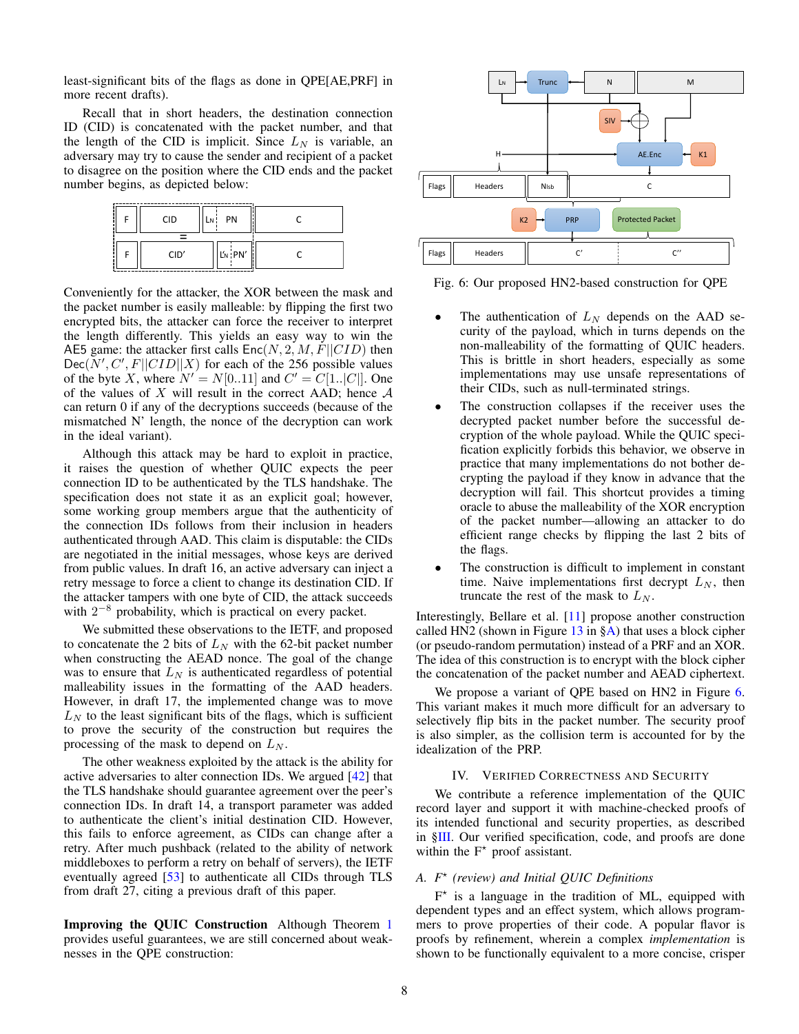least-significant bits of the flags as done in QPE[AE,PRF] in more recent drafts).

Recall that in short headers, the destination connection ID (CID) is concatenated with the packet number, and that the length of the CID is implicit. Since $L_N$ is variable, an adversary may try to cause the sender and recipient of a packet to disagree on the position where the CID ends and the packet number begins, as depicted below:

Conveniently for the attacker, the XOR between the mask and the packet number is easily malleable: by flipping the first two encrypted bits, the attacker can force the receiver to interpret the length differently. This yields an easy way to win the AE5 game: the attacker first calls $\mathsf{Enc}(N, 2, M, F||CID)$ then $\mathsf{Dec}(N', C', F||CID||X)$ for each of the 256 possible values of the byte $X$, where $N' = N[0..11]$ and $C' = C[1..|C|]$. One of the values of $X$ will result in the correct AAD; hence $\mathcal{A}$ can return 0 if any of the decryptions succeeds (because of the mismatched N' length, the nonce of the decryption can work in the ideal variant).

Although this attack may be hard to exploit in practice, it raises the question of whether QUIC expects the peer connection ID to be authenticated by the TLS handshake. The specification does not state it as an explicit goal; however, some working group members argue that the authenticity of the connection IDs follows from their inclusion in headers authenticated through AAD. This claim is disputable: the CIDs are negotiated in the initial messages, whose keys are derived from public values. In draft 16, an active adversary can inject a retry message to force a client to change its destination CID. If the attacker tampers with one byte of CID, the attack succeeds with $2^{-8}$ probability, which is practical on every packet.

We submitted these observations to the IETF, and proposed to concatenate the 2 bits of $L_N$ with the 62-bit packet number when constructing the AEAD nonce. The goal of the change was to ensure that $L_N$ is authenticated regardless of potential malleability issues in the formatting of the AAD headers. However, in draft 17, the implemented change was to move $L_N$ to the least significant bits of the flags, which is sufficient to prove the security of the construction but requires the processing of the mask to depend on $L_N$.

The other weakness exploited by the attack is the ability for active adversaries to alter connection IDs. We argued [42] that the TLS handshake should guarantee agreement over the peer's connection IDs. In draft 14, a transport parameter was added to authenticate the client's initial destination CID. However, this fails to enforce agreement, as CIDs can change after a retry. After much pushback (related to the ability of network middleboxes to perform a retry on behalf of servers), the IETF eventually agreed [53] to authenticate all CIDs through TLS from draft 27, citing a previous draft of this paper.

**Improving the QUIC Construction** Although Theorem 1 provides useful guarantees, we are still concerned about weaknesses in the QPE construction:

- The authentication of $L_N$ depends on the AAD security of the payload, which in turns depends on the non-malleability of the formatting of QUIC headers. This is brittle in short headers, especially as some implementations may use unsafe representations of their CIDs, such as null-terminated strings.
- The construction collapses if the receiver uses the decrypted packet number before the successful decryption of the whole payload. While the QUIC specification explicitly forbids this behavior, we observe in practice that many implementations do not bother decrypting the payload if they know in advance that the decryption will fail. This shortcut provides a timing oracle to abuse the malleability of the XOR encryption of the packet number—allowing an attacker to do efficient range checks by flipping the last 2 bits of the flags.
- The construction is difficult to implement in constant time. Naive implementations first decrypt $L_N$, then truncate the rest of the mask to $L_N$.

Interestingly, Bellare et al. [11] propose another construction called HN2 (shown in Figure 13 in §A) that uses a block cipher (or pseudo-random permutation) instead of a PRF and an XOR. The idea of this construction is to encrypt with the block cipher the concatenation of the packet number and AEAD ciphertext.

Fig. 6: Our proposed HN2-based construction for QPE

We propose a variant of QPE based on HN2 in Figure 6. This variant makes it much more difficult for an adversary to selectively flip bits in the packet number. The security proof is also simpler, as the collision term is accounted for by the idealization of the PRP.

## IV. Verified Correctness and Security

We contribute a reference implementation of the QUIC record layer and support it with machine-checked proofs of its intended functional and security properties, as described in §III. Our verified specification, code, and proofs are done within the F⋆ proof assistant.

### A. F⋆ (review) and Initial QUIC Definitions

F⋆ is a language in the tradition of ML, equipped with dependent types and an effect system, which allows programmers to prove properties of their code. A popular flavor is proofs by refinement, wherein a complex *implementation* is shown to be functionally equivalent to a more concise, crisper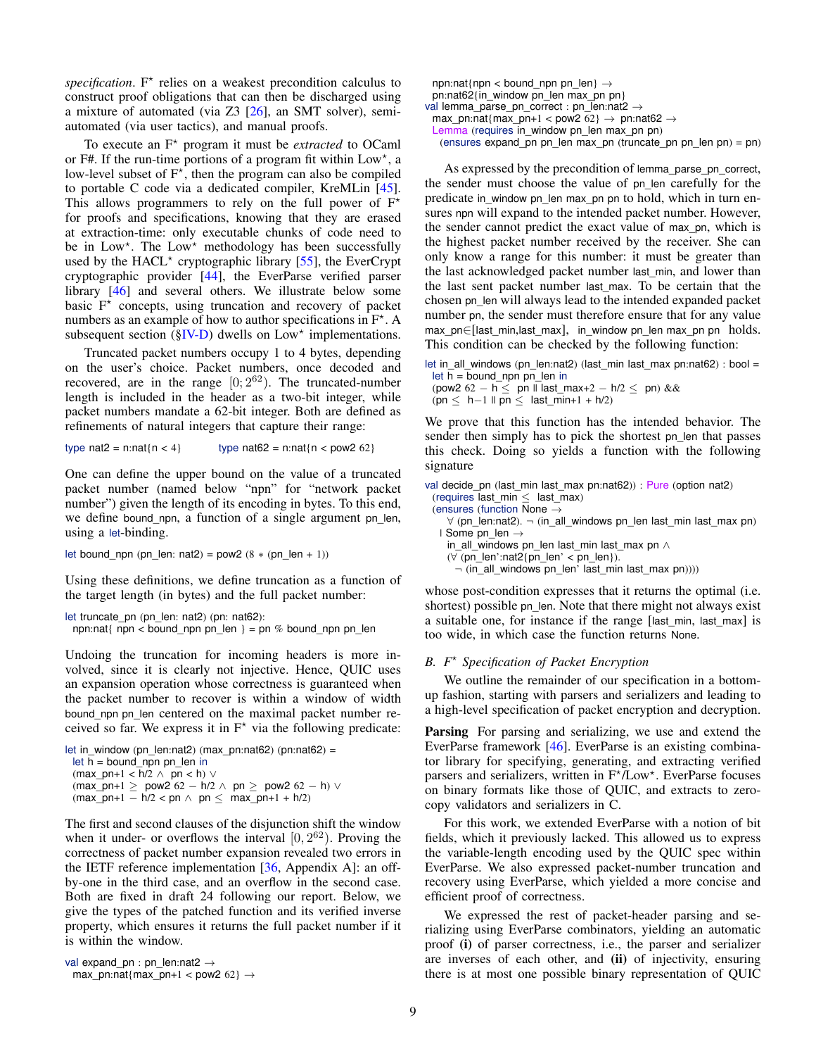*specification*. F* relies on a weakest precondition calculus to construct proof obligations that can then be discharged using a mixture of automated (via Z3 [26], an SMT solver), semi-automated (via user tactics), and manual proofs.

To execute an F* program it must be *extracted* to OCaml or F#. If the run-time portions of a program fit within Low*, a low-level subset of F*, then the program can also be compiled to portable C code via a dedicated compiler, KreMLin [45]. This allows programmers to rely on the full power of F* for proofs and specifications, knowing that they are erased at extraction-time: only executable chunks of code need to be in Low*. The Low* methodology has been successfully used by the HACL* cryptographic library [55], the EverCrypt cryptographic provider [44], the EverParse verified parser library [46] and several others. We illustrate below some basic F* concepts, using truncation and recovery of packet numbers as an example of how to author specifications in F*. A subsequent section (§IV-D) dwells on Low* implementations.

Truncated packet numbers occupy 1 to 4 bytes, depending on the user's choice. Packet numbers, once decoded and recovered, are in the range $[0; 2^{62})$. The truncated-number length is included in the header as a two-bit integer, while packet numbers mandate a 62-bit integer. Both are defined as refinements of natural integers that capture their range:

```
type nat2 = n:nat{n < 4}          type nat62 = n:nat{n < pow2 62}
```

One can define the upper bound on the value of a truncated packet number (named below "npn" for "network packet number") given the length of its encoding in bytes. To this end, we define bound_npn, a function of a single argument pn_len, using a let-binding.

```
let bound_npn (pn_len: nat2) = pow2 (8 ∗ (pn_len + 1))
```

Using these definitions, we define truncation as a function of the target length (in bytes) and the full packet number:

```
let truncate_pn (pn_len: nat2) (pn: nat62):
  npn:nat{ npn < bound_npn pn_len } = pn % bound_npn pn_len
```

Undoing the truncation for incoming headers is more involved, since it is clearly not injective. Hence, QUIC uses an expansion operation whose correctness is guaranteed when the packet number to recover is within a window of width bound_npn pn_len centered on the maximal packet number received so far. We express it in F* via the following predicate:

```
let in_window (pn_len:nat2) (max_pn:nat62) (pn:nat62) =
  let h = bound_npn pn_len in
  (max_pn+1 < h/2 ∧ pn < h) ∨
  (max_pn+1 ≥ pow2 62 − h/2 ∧ pn ≥ pow2 62 − h) ∨
  (max_pn+1 − h/2 < pn ∧ pn ≤ max_pn+1 + h/2)
```

The first and second clauses of the disjunction shift the window when it under- or overflows the interval $[0, 2^{62})$. Proving the correctness of packet number expansion revealed two errors in the IETF reference implementation [36, Appendix A]: an off-by-one in the third case, and an overflow in the second case. Both are fixed in draft 24 following our report. Below, we give the types of the patched function and its verified inverse property, which ensures it returns the full packet number if it is within the window.

```
val expand_pn : pn_len:nat2 →
  max_pn:nat{max_pn+1 < pow2 62} →
  npn:nat{npn < bound_npn pn_len} →
  pn:nat62{in_window pn_len max_pn pn}
val lemma_parse_pn_correct : pn_len:nat2 →
  max_pn:nat{max_pn+1 < pow2 62} → pn:nat62 →
  Lemma (requires in_window pn_len max_pn pn)
    (ensures expand_pn pn_len max_pn (truncate_pn pn_len pn) = pn)
```

As expressed by the precondition of lemma_parse_pn_correct, the sender must choose the value of pn_len carefully for the predicate in_window pn_len max_pn pn to hold, which in turn ensures npn will expand to the intended packet number. However, the sender cannot predict the exact value of max_pn, which is the highest packet number received by the receiver. She can only know a range for this number: it must be greater than the last acknowledged packet number last_min, and lower than the last sent packet number last_max. To be certain that the chosen pn_len will always lead to the intended expanded packet number pn, the sender must therefore ensure that for any value max_pn∈[last_min,last_max], in_window pn_len max_pn pn holds. This condition can be checked by the following function:

```
let in_all_windows (pn_len:nat2) (last_min last_max pn:nat62) : bool =
  let h = bound_npn pn_len in
  (pow2 62 − h ≤ pn || last_max+2 − h/2 ≤ pn) &&
  (pn ≤ h−1 || pn ≤ last_min+1 + h/2)
```

We prove that this function has the intended behavior. The sender then simply has to pick the shortest pn_len that passes this check. Doing so yields a function with the following signature

```
val decide_pn (last_min last_max pn:nat62)) : Pure (option nat2)
  (requires last_min ≤ last_max)
  (ensures (function None →
      ∀ (pn_len:nat2). ¬ (in_all_windows pn_len last_min last_max pn)
    | Some pn_len →
      in_all_windows pn_len last_min last_max pn ∧
      (∀ (pn_len':nat2{pn_len' < pn_len}).
        ¬ (in_all_windows pn_len' last_min last_max pn))))
```

whose post-condition expresses that it returns the optimal (i.e. shortest) possible pn_len. Note that there might not always exist a suitable one, for instance if the range [last_min, last_max] is too wide, in which case the function returns None.

### B. F* Specification of Packet Encryption

We outline the remainder of our specification in a bottom-up fashion, starting with parsers and serializers and leading to a high-level specification of packet encryption and decryption.

**Parsing** For parsing and serializing, we use and extend the EverParse framework [46]. EverParse is an existing combinator library for specifying, generating, and extracting verified parsers and serializers, written in F*/Low*. EverParse focuses on binary formats like those of QUIC, and extracts to zero-copy validators and serializers in C.

For this work, we extended EverParse with a notion of bit fields, which it previously lacked. This allowed us to express the variable-length encoding used by the QUIC spec within EverParse. We also expressed packet-number truncation and recovery using EverParse, which yielded a more concise and efficient proof of correctness.

We expressed the rest of packet-header parsing and serializing using EverParse combinators, yielding an automatic proof **(i)** of parser correctness, i.e., the parser and serializer are inverses of each other, and **(ii)** of injectivity, ensuring there is at most one possible binary representation of QUIC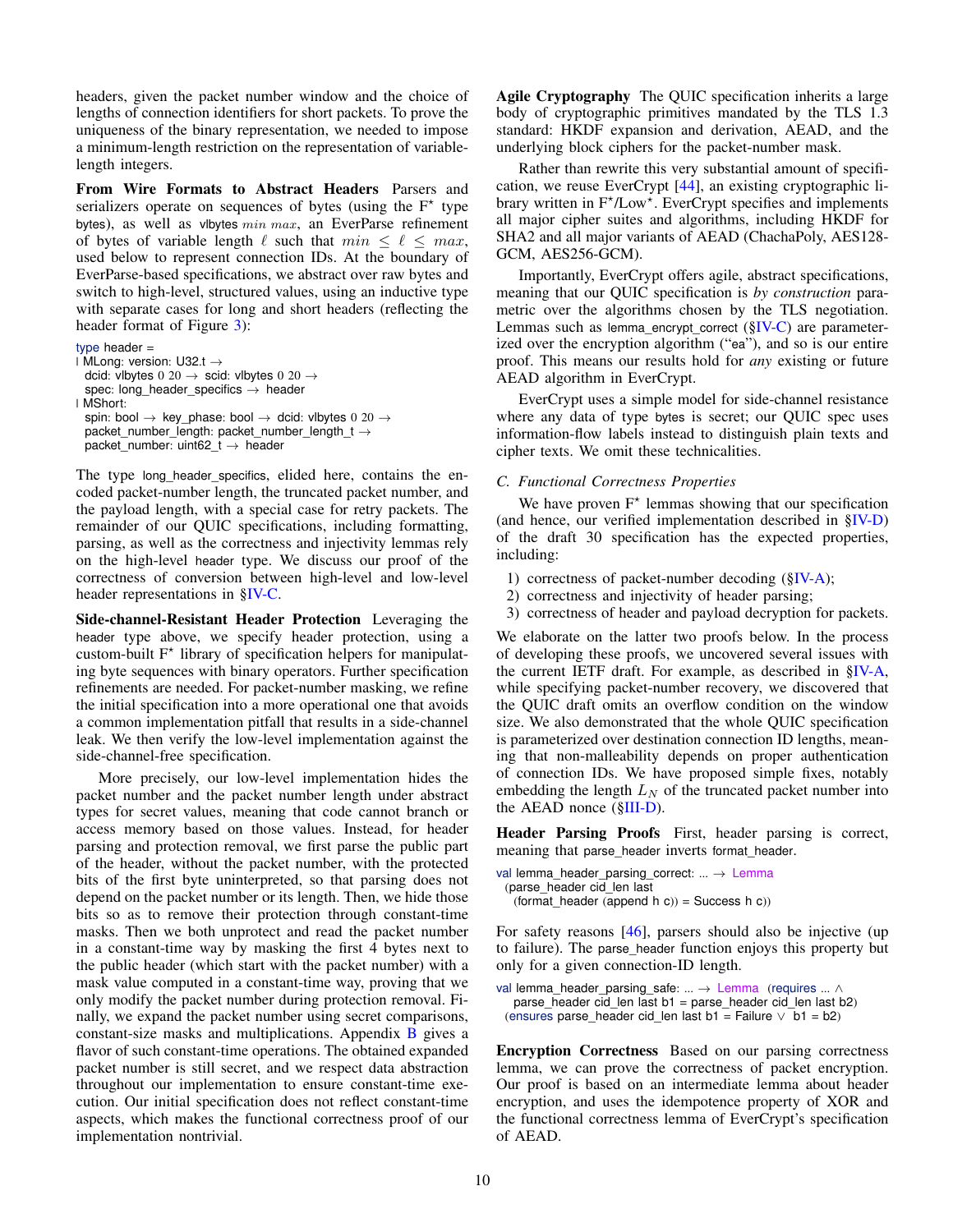headers, given the packet number window and the choice of lengths of connection identifiers for short packets. To prove the uniqueness of the binary representation, we needed to impose a minimum-length restriction on the representation of variable-length integers.

**From Wire Formats to Abstract Headers** Parsers and serializers operate on sequences of bytes (using the F* type bytes), as well as vlbytes $min$ $max$, an EverParse refinement of bytes of variable length $\ell$ such that $min \le \ell \le max$, used below to represent connection IDs. At the boundary of EverParse-based specifications, we abstract over raw bytes and switch to high-level, structured values, using an inductive type with separate cases for long and short headers (reflecting the header format of Figure 3):

```
type header =
| MLong: version: U32.t →
  dcid: vlbytes 0 20 → scid: vlbytes 0 20 →
  spec: long_header_specifics → header
| MShort:
  spin: bool → key_phase: bool → dcid: vlbytes 0 20 →
  packet_number_length: packet_number_length_t →
  packet_number: uint62_t → header
```

The type long_header_specifics, elided here, contains the encoded packet-number length, the truncated packet number, and the payload length, with a special case for retry packets. The remainder of our QUIC specifications, including formatting, parsing, as well as the correctness and injectivity lemmas rely on the high-level header type. We discuss our proof of the correctness of conversion between high-level and low-level header representations in §IV-C.

**Side-channel-Resistant Header Protection** Leveraging the header type above, we specify header protection, using a custom-built F* library of specification helpers for manipulating byte sequences with binary operators. Further specification refinements are needed. For packet-number masking, we refine the initial specification into a more operational one that avoids a common implementation pitfall that results in a side-channel leak. We then verify the low-level implementation against the side-channel-free specification.

More precisely, our low-level implementation hides the packet number and the packet number length under abstract types for secret values, meaning that code cannot branch or access memory based on those values. Instead, for header parsing and protection removal, we first parse the public part of the header, without the packet number, with the protected bits of the first byte uninterpreted, so that parsing does not depend on the packet number or its length. Then, we hide those bits so as to remove their protection through constant-time masks. Then we both unprotect and read the packet number in a constant-time way by masking the first 4 bytes next to the public header (which start with the packet number) with a mask value computed in a constant-time way, proving that we only modify the packet number during protection removal. Finally, we expand the packet number using secret comparisons, constant-size masks and multiplications. Appendix B gives a flavor of such constant-time operations. The obtained expanded packet number is still secret, and we respect data abstraction throughout our implementation to ensure constant-time execution. Our initial specification does not reflect constant-time aspects, which makes the functional correctness proof of our implementation nontrivial.

**Agile Cryptography** The QUIC specification inherits a large body of cryptographic primitives mandated by the TLS 1.3 standard: HKDF expansion and derivation, AEAD, and the underlying block ciphers for the packet-number mask.

Rather than rewrite this very substantial amount of specification, we reuse EverCrypt [44], an existing cryptographic library written in F*/Low*. EverCrypt specifies and implements all major cipher suites and algorithms, including HKDF for SHA2 and all major variants of AEAD (ChachaPoly, AES128-GCM, AES256-GCM).

Importantly, EverCrypt offers agile, abstract specifications, meaning that our QUIC specification is *by construction* parametric over the algorithms chosen by the TLS negotiation. Lemmas such as lemma_encrypt_correct (§IV-C) are parameterized over the encryption algorithm ("ea"), and so is our entire proof. This means our results hold for *any* existing or future AEAD algorithm in EverCrypt.

EverCrypt uses a simple model for side-channel resistance where any data of type bytes is secret; our QUIC spec uses information-flow labels instead to distinguish plain texts and cipher texts. We omit these technicalities.

### C. Functional Correctness Properties

We have proven F* lemmas showing that our specification (and hence, our verified implementation described in §IV-D) of the draft 30 specification has the expected properties, including:

1) correctness of packet-number decoding (§IV-A);
2) correctness and injectivity of header parsing;
3) correctness of header and payload decryption for packets.

We elaborate on the latter two proofs below. In the process of developing these proofs, we uncovered several issues with the current IETF draft. For example, as described in §IV-A, while specifying packet-number recovery, we discovered that the QUIC draft omits an overflow condition on the window size. We also demonstrated that the whole QUIC specification is parameterized over destination connection ID lengths, meaning that non-malleability depends on proper authentication of connection IDs. We have proposed simple fixes, notably embedding the length $L_N$ of the truncated packet number into the AEAD nonce (§III-D).

**Header Parsing Proofs** First, header parsing is correct, meaning that parse_header inverts format_header.

```
val lemma_header_parsing_correct: ... → Lemma
  (parse_header cid_len last
    (format_header (append h c)) = Success h c))
```

For safety reasons [46], parsers should also be injective (up to failure). The parse_header function enjoys this property but only for a given connection-ID length.

```
val lemma_header_parsing_safe: ... → Lemma (requires ... ∧
    parse_header cid_len last b1 = parse_header cid_len last b2)
  (ensures parse_header cid_len last b1 = Failure ∨ b1 = b2)
```

**Encryption Correctness** Based on our parsing correctness lemma, we can prove the correctness of packet encryption. Our proof is based on an intermediate lemma about header encryption, and uses the idempotence property of XOR and the functional correctness lemma of EverCrypt's specification of AEAD.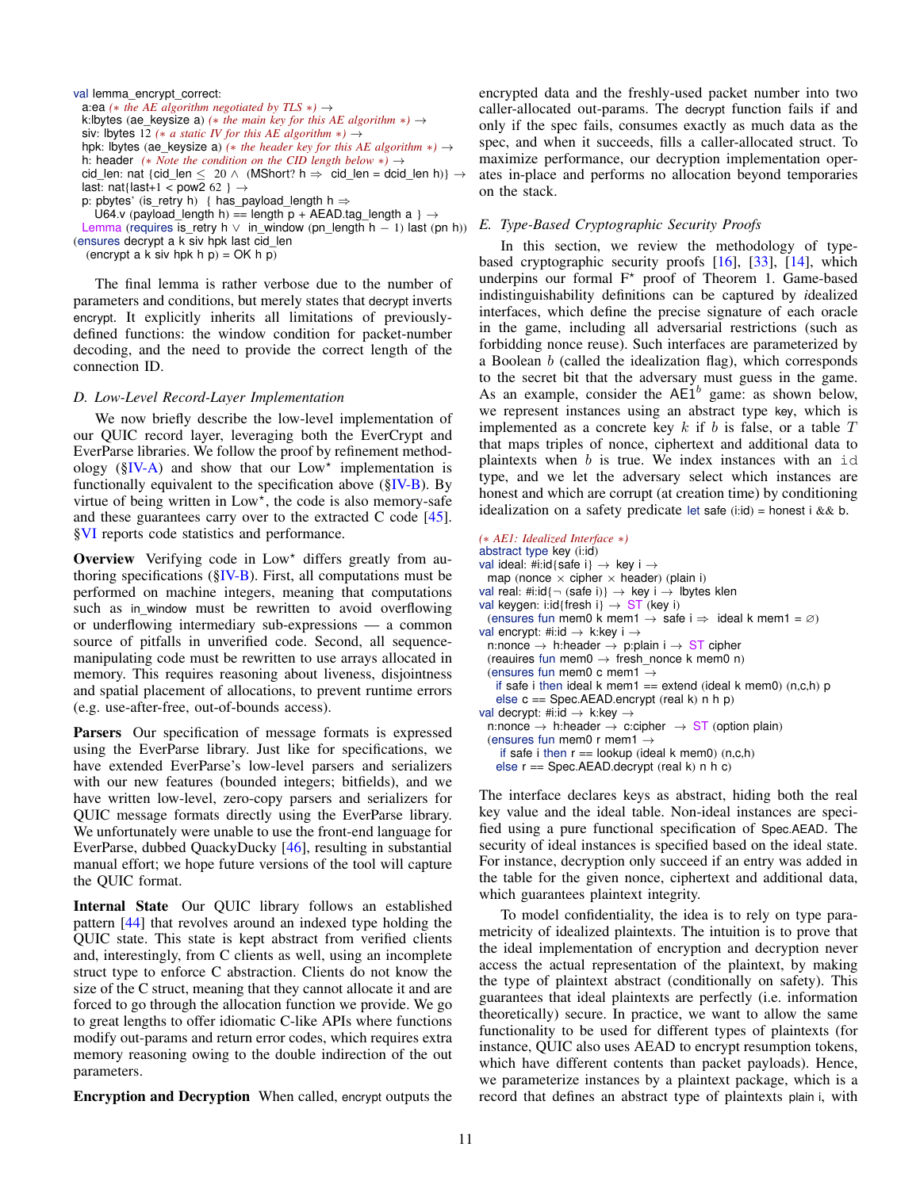```
val lemma_encrypt_correct:
  a:ea (* the AE algorithm negotiated by TLS *) →
  k:lbytes (ae_keysize a) (* the main key for this AE algorithm *) →
  siv: lbytes 12 (* a static IV for this AE algorithm *) →
  hpk: lbytes (ae_keysize a) (* the header key for this AE algorithm *) →
  h: header (* Note the condition on the CID length below *) →
  cid_len: nat {cid_len ≤ 20 ∧ (MShort? h ⇒ cid_len = dcid_len h)} →
  last: nat{last+1 < pow2 62 } →
  p: pbytes' (is_retry h) { has_payload_length h ⇒
    U64.v (payload_length h) == length p + AEAD.tag_length a } →
  Lemma (requires is_retry h ∨ in_window (pn_length h − 1) last (pn h))
(ensures decrypt a k siv hpk last cid_len
  (encrypt a k siv hpk h p) = OK h p)
```

The final lemma is rather verbose due to the number of parameters and conditions, but merely states that decrypt inverts encrypt. It explicitly inherits all limitations of previously-defined functions: the window condition for packet-number decoding, and the need to provide the correct length of the connection ID.

### D. Low-Level Record-Layer Implementation

We now briefly describe the low-level implementation of our QUIC record layer, leveraging both the EverCrypt and EverParse libraries. We follow the proof by refinement methodology (§IV-A) and show that our Low* implementation is functionally equivalent to the specification above (§IV-B). By virtue of being written in Low*, the code is also memory-safe and these guarantees carry over to the extracted C code [45]. §VI reports code statistics and performance.

**Overview** Verifying code in Low* differs greatly from authoring specifications (§IV-B). First, all computations must be performed on machine integers, meaning that computations such as in_window must be rewritten to avoid overflowing or underflowing intermediary sub-expressions — a common source of pitfalls in unverified code. Second, all sequence-manipulating code must be rewritten to use arrays allocated in memory. This requires reasoning about liveness, disjointness and spatial placement of allocations, to prevent runtime errors (e.g. use-after-free, out-of-bounds access).

**Parsers** Our specification of message formats is expressed using the EverParse library. Just like for specifications, we have extended EverParse's low-level parsers and serializers with our new features (bounded integers; bitfields), and we have written low-level, zero-copy parsers and serializers for QUIC message formats directly using the EverParse library. We unfortunately were unable to use the front-end language for EverParse, dubbed QuackyDucky [46], resulting in substantial manual effort; we hope future versions of the tool will capture the QUIC format.

**Internal State** Our QUIC library follows an established pattern [44] that revolves around an indexed type holding the QUIC state. This state is kept abstract from verified clients and, interestingly, from C clients as well, using an incomplete struct type to enforce C abstraction. Clients do not know the size of the C struct, meaning that they cannot allocate it and are forced to go through the allocation function we provide. We go to great lengths to offer idiomatic C-like APIs where functions modify out-params and return error codes, which requires extra memory reasoning owing to the double indirection of the out parameters.

**Encryption and Decryption** When called, encrypt outputs the encrypted data and the freshly-used packet number into two caller-allocated out-params. The decrypt function fails if and only if the spec fails, consumes exactly as much data as the spec, and when it succeeds, fills a caller-allocated struct. To maximize performance, our decryption implementation operates in-place and performs no allocation beyond temporaries on the stack.

### E. Type-Based Cryptographic Security Proofs

In this section, we review the methodology of type-based cryptographic security proofs [16], [33], [14], which underpins our formal F* proof of Theorem 1. Game-based indistinguishability definitions can be captured by *i*dealized interfaces, which define the precise signature of each oracle in the game, including all adversarial restrictions (such as forbidding nonce reuse). Such interfaces are parameterized by a Boolean $b$ (called the idealization flag), which corresponds to the secret bit that the adversary must guess in the game. As an example, consider the $\mathsf{AE1}^b$ game: as shown below, we represent instances using an abstract type key, which is implemented as a concrete key $k$ if $b$ is false, or a table $T$ that maps triples of nonce, ciphertext and additional data to plaintexts when $b$ is true. We index instances with an id type, and we let the adversary select which instances are honest and which are corrupt (at creation time) by conditioning idealization on a safety predicate let safe (i:id) = honest i && b.

```
(* AE1: Idealized Interface *)
abstract type key (i:id)
val ideal: #i:id{safe i} → key i →
  map (nonce × cipher × header) (plain i)
val real: #i:id{¬ (safe i)} → key i → lbytes klen
val keygen: i:id{fresh i} → ST (key i)
  (ensures fun mem0 k mem1 → safe i ⇒ ideal k mem1 = ∅)
val encrypt: #i:id → k:key i →
  n:nonce → h:header → p:plain i → ST cipher
  (reauires fun mem0 → fresh_nonce k mem0 n)
  (ensures fun mem0 c mem1 →
    if safe i then ideal k mem1 == extend (ideal k mem0) (n,c,h) p
    else c == Spec.AEAD.encrypt (real k) n h p)
val decrypt: #i:id → k:key →
  n:nonce → h:header → c:cipher → ST (option plain)
  (ensures fun mem0 r mem1 →
    if safe i then r == lookup (ideal k mem0) (n,c,h)
    else r == Spec.AEAD.decrypt (real k) n h c)
```

The interface declares keys as abstract, hiding both the real key value and the ideal table. Non-ideal instances are specified using a pure functional specification of Spec.AEAD. The security of ideal instances is specified based on the ideal state. For instance, decryption only succeed if an entry was added in the table for the given nonce, ciphertext and additional data, which guarantees plaintext integrity.

To model confidentiality, the idea is to rely on type parametricity of idealized plaintexts. The intuition is to prove that the ideal implementation of encryption and decryption never access the actual representation of the plaintext, by making the type of plaintext abstract (conditionally on safety). This guarantees that ideal plaintexts are perfectly (i.e. information theoretically) secure. In practice, we want to allow the same functionality to be used for different types of plaintexts (for instance, QUIC also uses AEAD to encrypt resumption tokens, which have different contents than packet payloads). Hence, we parameterize instances by a plaintext package, which is a record that defines an abstract type of plaintexts plain i, with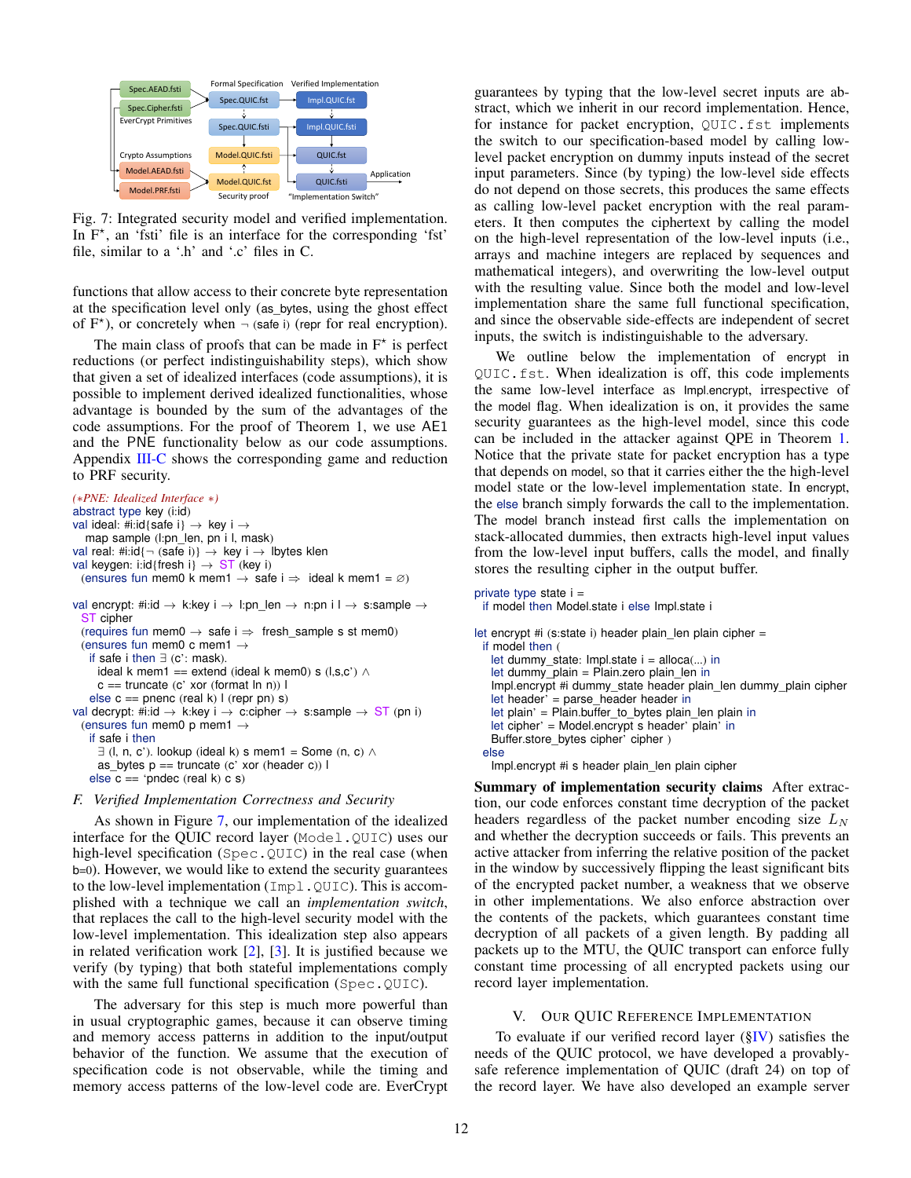Formal Specification — Verified Implementation

Spec.AEAD.fsti, Spec.Cipher.fsti (EverCrypt Primitives) → Spec.QUIC.fst → Impl.QUIC.fst; Spec.QUIC.fsti → Impl.QUIC.fsti

Crypto Assumptions: Model.AEAD.fsti, Model.PRF.fsti → Model.QUIC.fsti, Model.QUIC.fst (Security proof) → QUIC.fst, QUIC.fsti ("Implementation Switch") → Application

Fig. 7: Integrated security model and verified implementation. In F*, an 'fsti' file is an interface for the corresponding 'fst' file, similar to a '.h' and '.c' files in C.

functions that allow access to their concrete byte representation at the specification level only (as_bytes, using the ghost effect of F*), or concretely when ¬ (safe i) (repr for real encryption).

The main class of proofs that can be made in F* is perfect reductions (or perfect indistinguishability steps), which show that given a set of idealized interfaces (code assumptions), it is possible to implement derived idealized functionalities, whose advantage is bounded by the sum of the advantages of the code assumptions. For the proof of Theorem 1, we use AE1 and the PNE functionality below as our code assumptions. Appendix III-C shows the corresponding game and reduction to PRF security.

```
(∗PNE: Idealized Interface ∗)
abstract type key (i:id)
val ideal: #i:id{safe i} → key i →
  map sample (l:pn_len, pn i l, mask)
val real: #i:id{¬ (safe i)} → key i → lbytes klen
val keygen: i:id{fresh i} → ST (key i)
  (ensures fun mem0 k mem1 → safe i ⇒ ideal k mem1 = ∅)

val encrypt: #i:id → k:key i → l:pn_len → n:pn i l → s:sample →
  ST cipher
  (requires fun mem0 → safe i ⇒ fresh_sample s st mem0)
  (ensures fun mem0 c mem1 →
    if safe i then ∃ (c': mask).
      ideal k mem1 == extend (ideal k mem0) s (l,s,c') ∧
      c == truncate (c' xor (format ln n)) l
    else c == pnenc (real k) l (repr pn) s)
val decrypt: #i:id → k:key i → c:cipher → s:sample → ST (pn i)
  (ensures fun mem0 p mem1 →
    if safe i then
      ∃ (l, n, c'). lookup (ideal k) s mem1 = Some (n, c) ∧
      as_bytes p == truncate (c' xor (header c)) l
    else c == 'pndec (real k) c s)
```

### F. Verified Implementation Correctness and Security

As shown in Figure 7, our implementation of the idealized interface for the QUIC record layer (`Model.QUIC`) uses our high-level specification (`Spec.QUIC`) in the real case (when b=0). However, we would like to extend the security guarantees to the low-level implementation (`Impl.QUIC`). This is accomplished with a technique we call an *implementation switch*, that replaces the call to the high-level security model with the low-level implementation. This idealization step also appears in related verification work [2], [3]. It is justified because we verify (by typing) that both stateful implementations comply with the same full functional specification (`Spec.QUIC`).

The adversary for this step is much more powerful than in usual cryptographic games, because it can observe timing and memory access patterns in addition to the input/output behavior of the function. We assume that the execution of specification code is not observable, while the timing and memory access patterns of the low-level code are. EverCrypt guarantees by typing that the low-level secret inputs are abstract, which we inherit in our record implementation. Hence, for instance for packet encryption, `QUIC.fst` implements the switch to our specification-based model by calling low-level packet encryption on dummy inputs instead of the secret input parameters. Since (by typing) the low-level side effects do not depend on those secrets, this produces the same effects as calling low-level packet encryption with the real parameters. It then computes the ciphertext by calling the model on the high-level representation of the low-level inputs (i.e., arrays and machine integers are replaced by sequences and mathematical integers), and overwriting the low-level output with the resulting value. Since both the model and low-level implementation share the same full functional specification, and since the observable side-effects are independent of secret inputs, the switch is indistinguishable to the adversary.

We outline below the implementation of encrypt in `QUIC.fst`. When idealization is off, this code implements the same low-level interface as Impl.encrypt, irrespective of the model flag. When idealization is on, it provides the same security guarantees as the high-level model, since this code can be included in the attacker against QPE in Theorem 1. Notice that the private state for packet encryption has a type that depends on model, so that it carries either the the high-level model state or the low-level implementation state. In encrypt, the else branch simply forwards the call to the implementation. The model branch instead first calls the implementation on stack-allocated dummies, then extracts high-level input values from the low-level input buffers, calls the model, and finally stores the resulting cipher in the output buffer.

```
private type state i =
  if model then Model.state i else Impl.state i

let encrypt #i (s:state i) header plain_len plain cipher =
  if model then (
    let dummy_state: Impl.state i = alloca(...) in
    let dummy_plain = Plain.zero plain_len in
    Impl.encrypt #i dummy_state header plain_len dummy_plain cipher
    let header' = parse_header header in
    let plain' = Plain.buffer_to_bytes plain_len plain in
    let cipher' = Model.encrypt s header' plain' in
    Buffer.store_bytes cipher' cipher )
  else
    Impl.encrypt #i s header plain_len plain cipher
```

**Summary of implementation security claims** After extraction, our code enforces constant time decryption of the packet headers regardless of the packet number encoding size $L_N$ and whether the decryption succeeds or fails. This prevents an active attacker from inferring the relative position of the packet in the window by successively flipping the least significant bits of the encrypted packet number, a weakness that we observe in other implementations. We also enforce abstraction over the contents of the packets, which guarantees constant time decryption of all packets of a given length. By padding all packets up to the MTU, the QUIC transport can enforce fully constant time processing of all encrypted packets using our record layer implementation.

## V. Our QUIC Reference Implementation

To evaluate if our verified record layer (§IV) satisfies the needs of the QUIC protocol, we have developed a provably-safe reference implementation of QUIC (draft 24) on top of the record layer. We have also developed an example server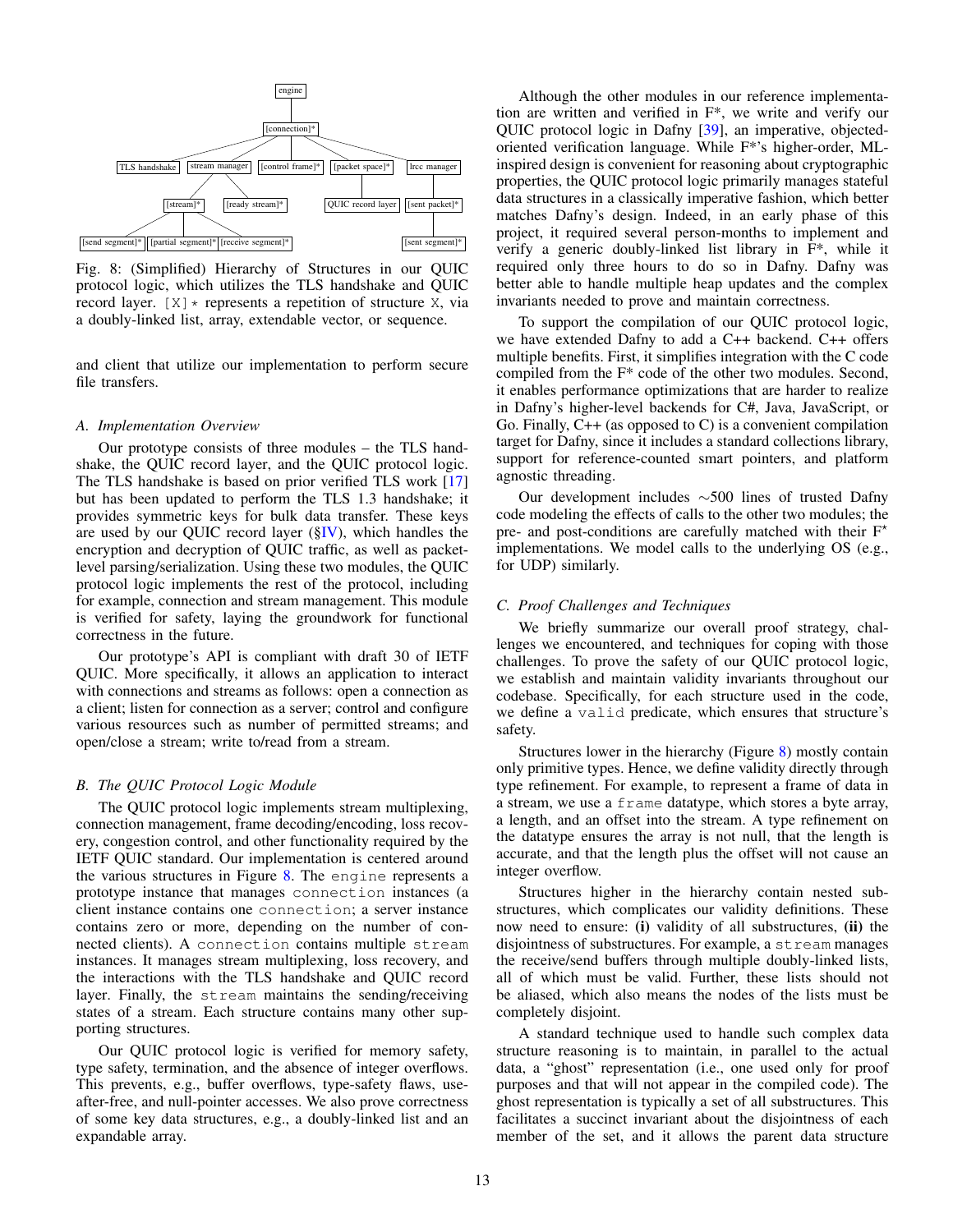Fig. 8: (Simplified) Hierarchy of Structures in our QUIC protocol logic, which utilizes the TLS handshake and QUIC record layer. `[X]*` represents a repetition of structure `X`, via a doubly-linked list, array, extendable vector, or sequence.

and client that utilize our implementation to perform secure file transfers.

### A. Implementation Overview

Our prototype consists of three modules – the TLS handshake, the QUIC record layer, and the QUIC protocol logic. The TLS handshake is based on prior verified TLS work [17] but has been updated to perform the TLS 1.3 handshake; it provides symmetric keys for bulk data transfer. These keys are used by our QUIC record layer (§IV), which handles the encryption and decryption of QUIC traffic, as well as packet-level parsing/serialization. Using these two modules, the QUIC protocol logic implements the rest of the protocol, including for example, connection and stream management. This module is verified for safety, laying the groundwork for functional correctness in the future.

Our prototype's API is compliant with draft 30 of IETF QUIC. More specifically, it allows an application to interact with connections and streams as follows: open a connection as a client; listen for connection as a server; control and configure various resources such as number of permitted streams; and open/close a stream; write to/read from a stream.

### B. The QUIC Protocol Logic Module

The QUIC protocol logic implements stream multiplexing, connection management, frame decoding/encoding, loss recovery, congestion control, and other functionality required by the IETF QUIC standard. Our implementation is centered around the various structures in Figure 8. The `engine` represents a prototype instance that manages `connection` instances (a client instance contains one `connection`; a server instance contains zero or more, depending on the number of connected clients). A `connection` contains multiple `stream` instances. It manages stream multiplexing, loss recovery, and the interactions with the TLS handshake and QUIC record layer. Finally, the `stream` maintains the sending/receiving states of a stream. Each structure contains many other supporting structures.

Our QUIC protocol logic is verified for memory safety, type safety, termination, and the absence of integer overflows. This prevents, e.g., buffer overflows, type-safety flaws, use-after-free, and null-pointer accesses. We also prove correctness of some key data structures, e.g., a doubly-linked list and an expandable array.

Although the other modules in our reference implementation are written and verified in F*, we write and verify our QUIC protocol logic in Dafny [39], an imperative, objected-oriented verification language. While F*'s higher-order, ML-inspired design is convenient for reasoning about cryptographic properties, the QUIC protocol logic primarily manages stateful data structures in a classically imperative fashion, which better matches Dafny's design. Indeed, in an early phase of this project, it required several person-months to implement and verify a generic doubly-linked list library in F*, while it required only three hours to do so in Dafny. Dafny was better able to handle multiple heap updates and the complex invariants needed to prove and maintain correctness.

To support the compilation of our QUIC protocol logic, we have extended Dafny to add a C++ backend. C++ offers multiple benefits. First, it simplifies integration with the C code compiled from the F* code of the other two modules. Second, it enables performance optimizations that are harder to realize in Dafny's higher-level backends for C#, Java, JavaScript, or Go. Finally, C++ (as opposed to C) is a convenient compilation target for Dafny, since it includes a standard collections library, support for reference-counted smart pointers, and platform agnostic threading.

Our development includes ∼500 lines of trusted Dafny code modeling the effects of calls to the other two modules; the pre- and post-conditions are carefully matched with their F* implementations. We model calls to the underlying OS (e.g., for UDP) similarly.

### C. Proof Challenges and Techniques

We briefly summarize our overall proof strategy, challenges we encountered, and techniques for coping with those challenges. To prove the safety of our QUIC protocol logic, we establish and maintain validity invariants throughout our codebase. Specifically, for each structure used in the code, we define a `valid` predicate, which ensures that structure's safety.

Structures lower in the hierarchy (Figure 8) mostly contain only primitive types. Hence, we define validity directly through type refinement. For example, to represent a frame of data in a stream, we use a `frame` datatype, which stores a byte array, a length, and an offset into the stream. A type refinement on the datatype ensures the array is not null, that the length is accurate, and that the length plus the offset will not cause an integer overflow.

Structures higher in the hierarchy contain nested substructures, which complicates our validity definitions. These now need to ensure: **(i)** validity of all substructures, **(ii)** the disjointness of substructures. For example, a `stream` manages the receive/send buffers through multiple doubly-linked lists, all of which must be valid. Further, these lists should not be aliased, which also means the nodes of the lists must be completely disjoint.

A standard technique used to handle such complex data structure reasoning is to maintain, in parallel to the actual data, a "ghost" representation (i.e., one used only for proof purposes and that will not appear in the compiled code). The ghost representation is typically a set of all substructures. This facilitates a succinct invariant about the disjointness of each member of the set, and it allows the parent data structure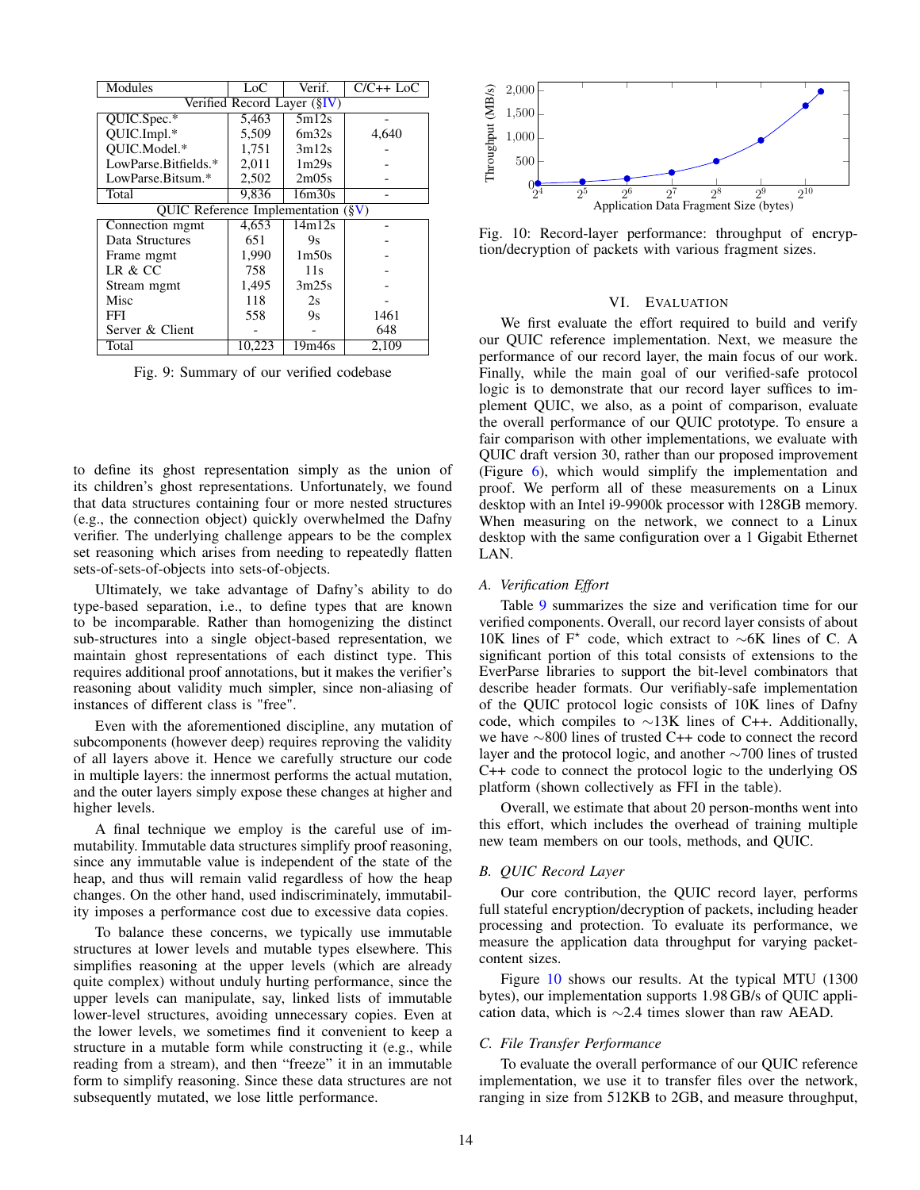| Modules | LoC | Verif. | C/C++ LoC |
|---|---|---|---|
| Verified Record Layer (§IV) | | | |
| QUIC.Spec.* | 5,463 | 5m12s | - |
| QUIC.Impl.* | 5,509 | 6m32s | 4,640 |
| QUIC.Model.* | 1,751 | 3m12s | - |
| LowParse.Bitfields.* | 2,011 | 1m29s | - |
| LowParse.Bitsum.* | 2,502 | 2m05s | - |
| Total | 9,836 | 16m30s | - |
| QUIC Reference Implementation (§V) | | | |
| Connection mgmt | 4,653 | 14m12s | - |
| Data Structures | 651 | 9s | - |
| Frame mgmt | 1,990 | 1m50s | - |
| LR & CC | 758 | 11s | - |
| Stream mgmt | 1,495 | 3m25s | - |
| Misc | 118 | 2s | - |
| FFI | 558 | 9s | 1461 |
| Server & Client | - | - | 648 |
| Total | 10,223 | 19m46s | 2,109 |

Fig. 9: Summary of our verified codebase

to define its ghost representation simply as the union of its children's ghost representations. Unfortunately, we found that data structures containing four or more nested structures (e.g., the connection object) quickly overwhelmed the Dafny verifier. The underlying challenge appears to be the complex set reasoning which arises from needing to repeatedly flatten sets-of-sets-of-objects into sets-of-objects.

Ultimately, we take advantage of Dafny's ability to do type-based separation, i.e., to define types that are known to be incomparable. Rather than homogenizing the distinct sub-structures into a single object-based representation, we maintain ghost representations of each distinct type. This requires additional proof annotations, but it makes the verifier's reasoning about validity much simpler, since non-aliasing of instances of different class is "free".

Even with the aforementioned discipline, any mutation of subcomponents (however deep) requires reproving the validity of all layers above it. Hence we carefully structure our code in multiple layers: the innermost performs the actual mutation, and the outer layers simply expose these changes at higher and higher levels.

A final technique we employ is the careful use of immutability. Immutable data structures simplify proof reasoning, since any immutable value is independent of the state of the heap, and thus will remain valid regardless of how the heap changes. On the other hand, used indiscriminately, immutability imposes a performance cost due to excessive data copies.

To balance these concerns, we typically use immutable structures at lower levels and mutable types elsewhere. This simplifies reasoning at the upper levels (which are already quite complex) without unduly hurting performance, since the upper levels can manipulate, say, linked lists of immutable lower-level structures, avoiding unnecessary copies. Even at the lower levels, we sometimes find it convenient to keep a structure in a mutable form while constructing it (e.g., while reading from a stream), and then "freeze" it in an immutable form to simplify reasoning. Since these data structures are not subsequently mutated, we lose little performance.

Fig. 10: Record-layer performance: throughput of encryption/decryption of packets with various fragment sizes.

## VI. Evaluation

We first evaluate the effort required to build and verify our QUIC reference implementation. Next, we measure the performance of our record layer, the main focus of our work. Finally, while the main goal of our verified-safe protocol logic is to demonstrate that our record layer suffices to implement QUIC, we also, as a point of comparison, evaluate the overall performance of our QUIC prototype. To ensure a fair comparison with other implementations, we evaluate with QUIC draft version 30, rather than our proposed improvement (Figure 6), which would simplify the implementation and proof. We perform all of these measurements on a Linux desktop with an Intel i9-9900k processor with 128GB memory. When measuring on the network, we connect to a Linux desktop with the same configuration over a 1 Gigabit Ethernet LAN.

### A. Verification Effort

Table 9 summarizes the size and verification time for our verified components. Overall, our record layer consists of about 10K lines of F$^\star$ code, which extract to ∼6K lines of C. A significant portion of this total consists of extensions to the EverParse libraries to support the bit-level combinators that describe header formats. Our verifiably-safe implementation of the QUIC protocol logic consists of 10K lines of Dafny code, which compiles to ∼13K lines of C++. Additionally, we have ∼800 lines of trusted C++ code to connect the record layer and the protocol logic, and another ∼700 lines of trusted C++ code to connect the protocol logic to the underlying OS platform (shown collectively as FFI in the table).

Overall, we estimate that about 20 person-months went into this effort, which includes the overhead of training multiple new team members on our tools, methods, and QUIC.

### B. QUIC Record Layer

Our core contribution, the QUIC record layer, performs full stateful encryption/decryption of packets, including header processing and protection. To evaluate its performance, we measure the application data throughput for varying packet-content sizes.

Figure 10 shows our results. At the typical MTU (1300 bytes), our implementation supports 1.98 GB/s of QUIC application data, which is ∼2.4 times slower than raw AEAD.

### C. File Transfer Performance

To evaluate the overall performance of our QUIC reference implementation, we use it to transfer files over the network, ranging in size from 512KB to 2GB, and measure throughput,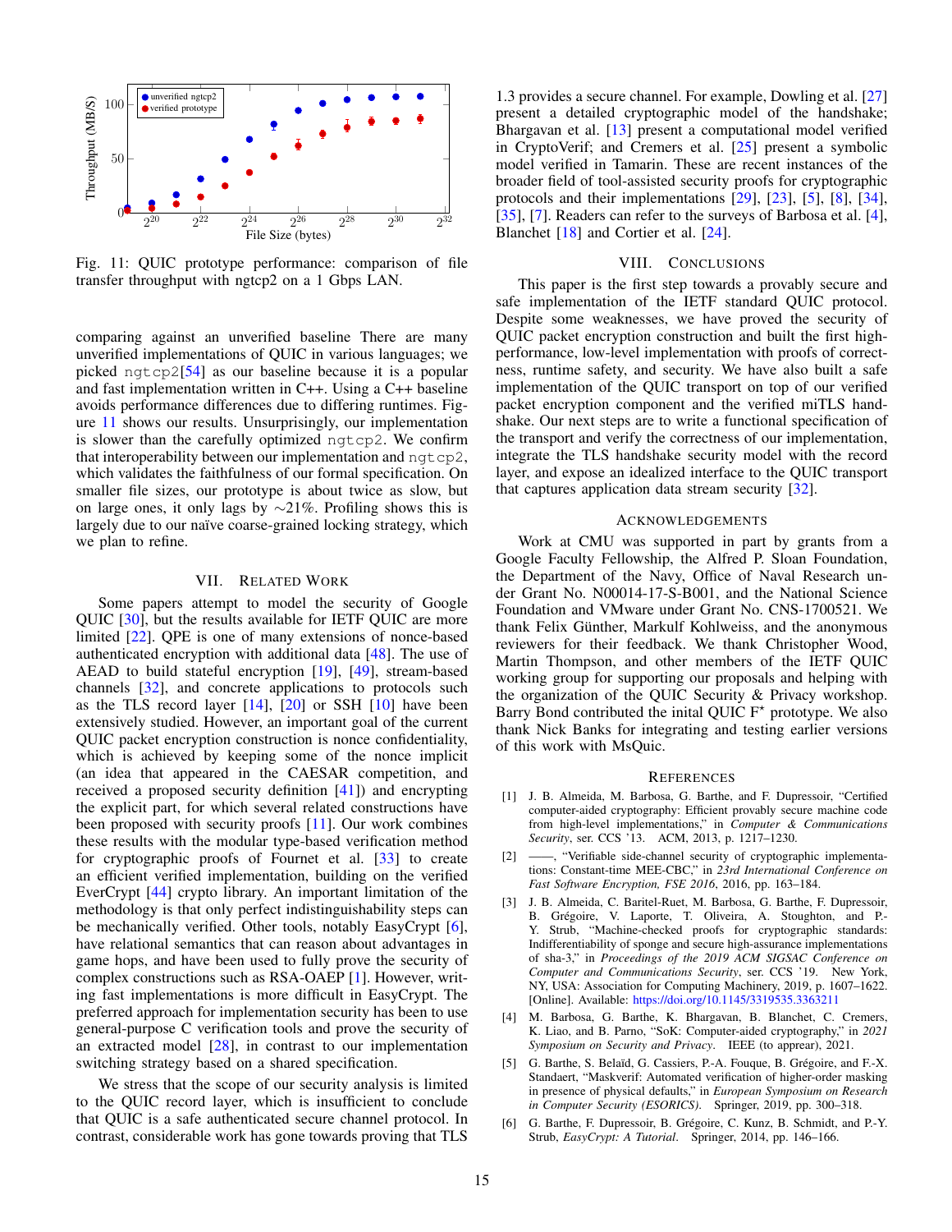Fig. 11: QUIC prototype performance: comparison of file transfer throughput with ngtcp2 on a 1 Gbps LAN.

comparing against an unverified baseline There are many unverified implementations of QUIC in various languages; we picked `ngtcp2`[54] as our baseline because it is a popular and fast implementation written in C++. Using a C++ baseline avoids performance differences due to differing runtimes. Figure 11 shows our results. Unsurprisingly, our implementation is slower than the carefully optimized `ngtcp2`. We confirm that interoperability between our implementation and `ngtcp2`, which validates the faithfulness of our formal specification. On smaller file sizes, our prototype is about twice as slow, but on large ones, it only lags by ∼21%. Profiling shows this is largely due to our naïve coarse-grained locking strategy, which we plan to refine.

## VII. Related Work

Some papers attempt to model the security of Google QUIC [30], but the results available for IETF QUIC are more limited [22]. QPE is one of many extensions of nonce-based authenticated encryption with additional data [48]. The use of AEAD to build stateful encryption [19], [49], stream-based channels [32], and concrete applications to protocols such as the TLS record layer [14], [20] or SSH [10] have been extensively studied. However, an important goal of the current QUIC packet encryption construction is nonce confidentiality, which is achieved by keeping some of the nonce implicit (an idea that appeared in the CAESAR competition, and received a proposed security definition [41]) and encrypting the explicit part, for which several related constructions have been proposed with security proofs [11]. Our work combines these results with the modular type-based verification method for cryptographic proofs of Fournet et al. [33] to create an efficient verified implementation, building on the verified EverCrypt [44] crypto library. An important limitation of the methodology is that only perfect indistinguishability steps can be mechanically verified. Other tools, notably EasyCrypt [6], have relational semantics that can reason about advantages in game hops, and have been used to fully prove the security of complex constructions such as RSA-OAEP [1]. However, writing fast implementations is more difficult in EasyCrypt. The preferred approach for implementation security has been to use general-purpose C verification tools and prove the security of an extracted model [28], in contrast to our implementation switching strategy based on a shared specification.

We stress that the scope of our security analysis is limited to the QUIC record layer, which is insufficient to conclude that QUIC is a safe authenticated secure channel protocol. In contrast, considerable work has gone towards proving that TLS 1.3 provides a secure channel. For example, Dowling et al. [27] present a detailed cryptographic model of the handshake; Bhargavan et al. [13] present a computational model verified in CryptoVerif; and Cremers et al. [25] present a symbolic model verified in Tamarin. These are recent instances of the broader field of tool-assisted security proofs for cryptographic protocols and their implementations [29], [23], [5], [8], [34], [35], [7]. Readers can refer to the surveys of Barbosa et al. [4], Blanchet [18] and Cortier et al. [24].

## VIII. Conclusions

This paper is the first step towards a provably secure and safe implementation of the IETF standard QUIC protocol. Despite some weaknesses, we have proved the security of QUIC packet encryption construction and built the first high-performance, low-level implementation with proofs of correctness, runtime safety, and security. We have also built a safe implementation of the QUIC transport on top of our verified packet encryption component and the verified miTLS handshake. Our next steps are to write a functional specification of the transport and verify the correctness of our implementation, integrate the TLS handshake security model with the record layer, and expose an idealized interface to the QUIC transport that captures application data stream security [32].

## Acknowledgements

Work at CMU was supported in part by grants from a Google Faculty Fellowship, the Alfred P. Sloan Foundation, the Department of the Navy, Office of Naval Research under Grant No. N00014-17-S-B001, and the National Science Foundation and VMware under Grant No. CNS-1700521. We thank Felix Günther, Markulf Kohlweiss, and the anonymous reviewers for their feedback. We thank Christopher Wood, Martin Thompson, and other members of the IETF QUIC working group for supporting our proposals and helping with the organization of the QUIC Security & Privacy workshop. Barry Bond contributed the inital QUIC F$^\star$ prototype. We also thank Nick Banks for integrating and testing earlier versions of this work with MsQuic.

## References

[1] J. B. Almeida, M. Barbosa, G. Barthe, and F. Dupressoir, "Certified computer-aided cryptography: Efficient provably secure machine code from high-level implementations," in *Computer & Communications Security*, ser. CCS '13. ACM, 2013, p. 1217–1230.

[2] ——, "Verifiable side-channel security of cryptographic implementations: Constant-time MEE-CBC," in *23rd International Conference on Fast Software Encryption, FSE 2016*, 2016, pp. 163–184.

[3] J. B. Almeida, C. Baritel-Ruet, M. Barbosa, G. Barthe, F. Dupressoir, B. Grégoire, V. Laporte, T. Oliveira, A. Stoughton, and P.-Y. Strub, "Machine-checked proofs for cryptographic standards: Indifferentiability of sponge and secure high-assurance implementations of sha-3," in *Proceedings of the 2019 ACM SIGSAC Conference on Computer and Communications Security*, ser. CCS '19. New York, NY, USA: Association for Computing Machinery, 2019, p. 1607–1622. [Online]. Available: https://doi.org/10.1145/3319535.3363211

[4] M. Barbosa, G. Barthe, K. Bhargavan, B. Blanchet, C. Cremers, K. Liao, and B. Parno, "SoK: Computer-aided cryptography," in *2021 Symposium on Security and Privacy*. IEEE (to appear), 2021.

[5] G. Barthe, S. Belaïd, G. Cassiers, P.-A. Fouque, B. Grégoire, and F.-X. Standaert, "Maskverif: Automated verification of higher-order masking in presence of physical defaults," in *European Symposium on Research in Computer Security (ESORICS)*. Springer, 2019, pp. 300–318.

[6] G. Barthe, F. Dupressoir, B. Grégoire, C. Kunz, B. Schmidt, and P.-Y. Strub, *EasyCrypt: A Tutorial*. Springer, 2014, pp. 146–166.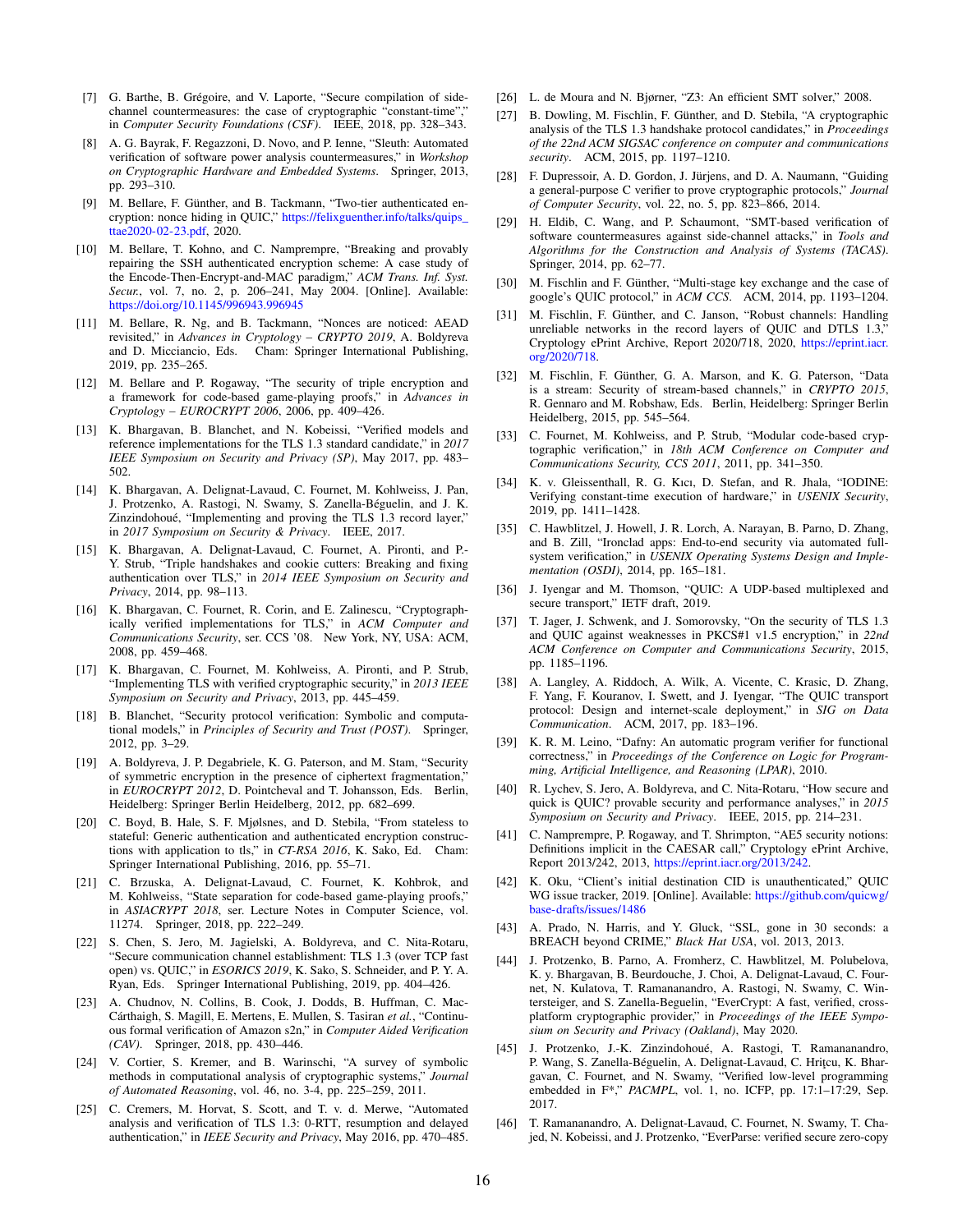[7] G. Barthe, B. Grégoire, and V. Laporte, "Secure compilation of side-channel countermeasures: the case of cryptographic "constant-time"," in *Computer Security Foundations (CSF)*. IEEE, 2018, pp. 328–343.

[8] A. G. Bayrak, F. Regazzoni, D. Novo, and P. Ienne, "Sleuth: Automated verification of software power analysis countermeasures," in *Workshop on Cryptographic Hardware and Embedded Systems*. Springer, 2013, pp. 293–310.

[9] M. Bellare, F. Günther, and B. Tackmann, "Two-tier authenticated encryption: nonce hiding in QUIC," https://felixguenther.info/talks/quips_ttae2020-02-23.pdf, 2020.

[10] M. Bellare, T. Kohno, and C. Namprempre, "Breaking and provably repairing the SSH authenticated encryption scheme: A case study of the Encode-Then-Encrypt-and-MAC paradigm," *ACM Trans. Inf. Syst. Secur.*, vol. 7, no. 2, p. 206–241, May 2004. [Online]. Available: https://doi.org/10.1145/996943.996945

[11] M. Bellare, R. Ng, and B. Tackmann, "Nonces are noticed: AEAD revisited," in *Advances in Cryptology – CRYPTO 2019*, A. Boldyreva and D. Micciancio, Eds. Cham: Springer International Publishing, 2019, pp. 235–265.

[12] M. Bellare and P. Rogaway, "The security of triple encryption and a framework for code-based game-playing proofs," in *Advances in Cryptology – EUROCRYPT 2006*, 2006, pp. 409–426.

[13] K. Bhargavan, B. Blanchet, and N. Kobeissi, "Verified models and reference implementations for the TLS 1.3 standard candidate," in *2017 IEEE Symposium on Security and Privacy (SP)*, May 2017, pp. 483–502.

[14] K. Bhargavan, A. Delignat-Lavaud, C. Fournet, M. Kohlweiss, J. Pan, J. Protzenko, A. Rastogi, N. Swamy, S. Zanella-Béguelin, and J. K. Zinzindohoué, "Implementing and proving the TLS 1.3 record layer," in *2017 Symposium on Security & Privacy*. IEEE, 2017.

[15] K. Bhargavan, A. Delignat-Lavaud, C. Fournet, A. Pironti, and P.-Y. Strub, "Triple handshakes and cookie cutters: Breaking and fixing authentication over TLS," in *2014 IEEE Symposium on Security and Privacy*, 2014, pp. 98–113.

[16] K. Bhargavan, C. Fournet, R. Corin, and E. Zalinescu, "Cryptographically verified implementations for TLS," in *ACM Computer and Communications Security*, ser. CCS '08. New York, NY, USA: ACM, 2008, pp. 459–468.

[17] K. Bhargavan, C. Fournet, M. Kohlweiss, A. Pironti, and P. Strub, "Implementing TLS with verified cryptographic security," in *2013 IEEE Symposium on Security and Privacy*, 2013, pp. 445–459.

[18] B. Blanchet, "Security protocol verification: Symbolic and computational models," in *Principles of Security and Trust (POST)*. Springer, 2012, pp. 3–29.

[19] A. Boldyreva, J. P. Degabriele, K. G. Paterson, and M. Stam, "Security of symmetric encryption in the presence of ciphertext fragmentation," in *EUROCRYPT 2012*, D. Pointcheval and T. Johansson, Eds. Berlin, Heidelberg: Springer Berlin Heidelberg, 2012, pp. 682–699.

[20] C. Boyd, B. Hale, S. F. Mjølsnes, and D. Stebila, "From stateless to stateful: Generic authentication and authenticated encryption constructions with application to tls," in *CT-RSA 2016*, K. Sako, Ed. Cham: Springer International Publishing, 2016, pp. 55–71.

[21] C. Brzuska, A. Delignat-Lavaud, C. Fournet, K. Kohbrok, and M. Kohlweiss, "State separation for code-based game-playing proofs," in *ASIACRYPT 2018*, ser. Lecture Notes in Computer Science, vol. 11274. Springer, 2018, pp. 222–249.

[22] S. Chen, S. Jero, M. Jagielski, A. Boldyreva, and C. Nita-Rotaru, "Secure communication channel establishment: TLS 1.3 (over TCP fast open) vs. QUIC," in *ESORICS 2019*, K. Sako, S. Schneider, and P. Y. A. Ryan, Eds. Springer International Publishing, 2019, pp. 404–426.

[23] A. Chudnov, N. Collins, B. Cook, J. Dodds, B. Huffman, C. MacCárthaigh, S. Magill, E. Mertens, E. Mullen, S. Tasiran *et al.*, "Continuous formal verification of Amazon s2n," in *Computer Aided Verification (CAV)*. Springer, 2018, pp. 430–446.

[24] V. Cortier, S. Kremer, and B. Warinschi, "A survey of symbolic methods in computational analysis of cryptographic systems," *Journal of Automated Reasoning*, vol. 46, no. 3-4, pp. 225–259, 2011.

[25] C. Cremers, M. Horvat, S. Scott, and T. v. d. Merwe, "Automated analysis and verification of TLS 1.3: 0-RTT, resumption and delayed authentication," in *IEEE Security and Privacy*, May 2016, pp. 470–485.

[26] L. de Moura and N. Bjørner, "Z3: An efficient SMT solver," 2008.

[27] B. Dowling, M. Fischlin, F. Günther, and D. Stebila, "A cryptographic analysis of the TLS 1.3 handshake protocol candidates," in *Proceedings of the 22nd ACM SIGSAC conference on computer and communications security*. ACM, 2015, pp. 1197–1210.

[28] F. Dupressoir, A. D. Gordon, J. Jürjens, and D. A. Naumann, "Guiding a general-purpose C verifier to prove cryptographic protocols," *Journal of Computer Security*, vol. 22, no. 5, pp. 823–866, 2014.

[29] H. Eldib, C. Wang, and P. Schaumont, "SMT-based verification of software countermeasures against side-channel attacks," in *Tools and Algorithms for the Construction and Analysis of Systems (TACAS)*. Springer, 2014, pp. 62–77.

[30] M. Fischlin and F. Günther, "Multi-stage key exchange and the case of google's QUIC protocol," in *ACM CCS*. ACM, 2014, pp. 1193–1204.

[31] M. Fischlin, F. Günther, and C. Janson, "Robust channels: Handling unreliable networks in the record layers of QUIC and DTLS 1.3," Cryptology ePrint Archive, Report 2020/718, 2020, https://eprint.iacr.org/2020/718.

[32] M. Fischlin, F. Günther, G. A. Marson, and K. G. Paterson, "Data is a stream: Security of stream-based channels," in *CRYPTO 2015*, R. Gennaro and M. Robshaw, Eds. Berlin, Heidelberg: Springer Berlin Heidelberg, 2015, pp. 545–564.

[33] C. Fournet, M. Kohlweiss, and P. Strub, "Modular code-based cryptographic verification," in *18th ACM Conference on Computer and Communications Security, CCS 2011*, 2011, pp. 341–350.

[34] K. v. Gleissenthall, R. G. Kıcı, D. Stefan, and R. Jhala, "IODINE: Verifying constant-time execution of hardware," in *USENIX Security*, 2019, pp. 1411–1428.

[35] C. Hawblitzel, J. Howell, J. R. Lorch, A. Narayan, B. Parno, D. Zhang, and B. Zill, "Ironclad apps: End-to-end security via automated full-system verification," in *USENIX Operating Systems Design and Implementation (OSDI)*, 2014, pp. 165–181.

[36] J. Iyengar and M. Thomson, "QUIC: A UDP-based multiplexed and secure transport," IETF draft, 2019.

[37] T. Jager, J. Schwenk, and J. Somorovsky, "On the security of TLS 1.3 and QUIC against weaknesses in PKCS#1 v1.5 encryption," in *22nd ACM Conference on Computer and Communications Security*, 2015, pp. 1185–1196.

[38] A. Langley, A. Riddoch, A. Wilk, A. Vicente, C. Krasic, D. Zhang, F. Yang, F. Kouranov, I. Swett, and J. Iyengar, "The QUIC transport protocol: Design and internet-scale deployment," in *SIG on Data Communication*. ACM, 2017, pp. 183–196.

[39] K. R. M. Leino, "Dafny: An automatic program verifier for functional correctness," in *Proceedings of the Conference on Logic for Programming, Artificial Intelligence, and Reasoning (LPAR)*, 2010.

[40] R. Lychev, S. Jero, A. Boldyreva, and C. Nita-Rotaru, "How secure and quick is QUIC? provable security and performance analyses," in *2015 Symposium on Security and Privacy*. IEEE, 2015, pp. 214–231.

[41] C. Namprempre, P. Rogaway, and T. Shrimpton, "AE5 security notions: Definitions implicit in the CAESAR call," Cryptology ePrint Archive, Report 2013/242, 2013, https://eprint.iacr.org/2013/242.

[42] K. Oku, "Client's initial destination CID is unauthenticated," QUIC WG issue tracker, 2019. [Online]. Available: https://github.com/quicwg/base-drafts/issues/1486

[43] A. Prado, N. Harris, and Y. Gluck, "SSL, gone in 30 seconds: a BREACH beyond CRIME," *Black Hat USA*, vol. 2013, 2013.

[44] J. Protzenko, B. Parno, A. Fromherz, C. Hawblitzel, M. Polubelova, K. y. Bhargavan, B. Beurdouche, J. Choi, A. Delignat-Lavaud, C. Fournet, N. Kulatova, T. Ramananandro, A. Rastogi, N. Swamy, C. Wintersteiger, and S. Zanella-Beguelin, "EverCrypt: A fast, verified, cross-platform cryptographic provider," in *Proceedings of the IEEE Symposium on Security and Privacy (Oakland)*, May 2020.

[45] J. Protzenko, J.-K. Zinzindohoué, A. Rastogi, T. Ramananandro, P. Wang, S. Zanella-Béguelin, A. Delignat-Lavaud, C. Hriţcu, K. Bhargavan, C. Fournet, and N. Swamy, "Verified low-level programming embedded in F*," *PACMPL*, vol. 1, no. ICFP, pp. 17:1–17:29, Sep. 2017.

[46] T. Ramananandro, A. Delignat-Lavaud, C. Fournet, N. Swamy, T. Chajed, N. Kobeissi, and J. Protzenko, "EverParse: verified secure zero-copy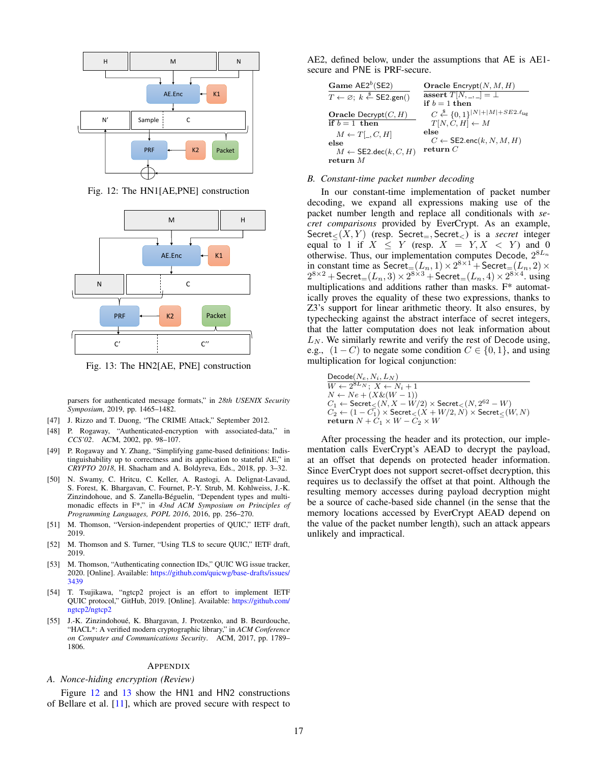Fig. 12: The HN1[AE,PNE] construction

Fig. 13: The HN2[AE, PNE] construction

parsers for authenticated message formats," in *28th USENIX Security Symposium*, 2019, pp. 1465–1482.

[47] J. Rizzo and T. Duong, "The CRIME Attack," September 2012.

[48] P. Rogaway, "Authenticated-encryption with associated-data," in *CCS'02*. ACM, 2002, pp. 98–107.

[49] P. Rogaway and Y. Zhang, "Simplifying game-based definitions: Indistinguishability up to correctness and its application to stateful AE," in *CRYPTO 2018*, H. Shacham and A. Boldyreva, Eds., 2018, pp. 3–32.

[50] N. Swamy, C. Hritcu, C. Keller, A. Rastogi, A. Delignat-Lavaud, S. Forest, K. Bhargavan, C. Fournet, P.-Y. Strub, M. Kohlweiss, J.-K. Zinzindohoue, and S. Zanella-Béguelin, "Dependent types and multi-monadic effects in F*," in *43nd ACM Symposium on Principles of Programming Languages, POPL 2016*, 2016, pp. 256–270.

[51] M. Thomson, "Version-independent properties of QUIC," IETF draft, 2019.

[52] M. Thomson and S. Turner, "Using TLS to secure QUIC," IETF draft, 2019.

[53] M. Thomson, "Authenticating connection IDs," QUIC WG issue tracker, 2020. [Online]. Available: https://github.com/quicwg/base-drafts/issues/3439

[54] T. Tsujikawa, "ngtcp2 project is an effort to implement IETF QUIC protocol," GitHub, 2019. [Online]. Available: https://github.com/ngtcp2/ngtcp2

[55] J.-K. Zinzindohoué, K. Bhargavan, J. Protzenko, and B. Beurdouche, "HACL*: A verified modern cryptographic library," in *ACM Conference on Computer and Communications Security*. ACM, 2017, pp. 1789–1806.

## Appendix

### A. Nonce-hiding encryption (Review)

Figure 12 and 13 show the HN1 and HN2 constructions of Bellare et al. [11], which are proved secure with respect to AE2, defined below, under the assumptions that AE is AE1-secure and PNE is PRF-secure.

**Game** $\mathsf{AE2}^b(\mathsf{SE2})$
$T \leftarrow \varnothing;\ k \xleftarrow{\$} \mathsf{SE2.gen}()$

**Oracle** $\mathsf{Decrypt}(C, H)$
**if** $b = 1$ **then**
  $M \leftarrow T[\_, C, H]$
**else**
  $M \leftarrow \mathsf{SE2.dec}(k, C, H)$
**return** $M$

**Oracle** $\mathsf{Encrypt}(N, M, H)$
**assert** $T[N, \_, \_] = \bot$
**if** $b = 1$ **then**
  $C \xleftarrow{\$} \{0,1\}^{|N|+|M|+SE2.\ell_{\text{tag}}}$
  $T[N, C, H] \leftarrow M$
**else**
  $C \leftarrow \mathsf{SE2.enc}(k, N, M, H)$
**return** $C$

### B. Constant-time packet number decoding

In our constant-time implementation of packet number decoding, we expand all expressions making use of the packet number length and replace all conditionals with *secret comparisons* provided by EverCrypt. As an example, $\mathsf{Secret}_{\le}(X, Y)$ (resp. $\mathsf{Secret}_{=}, \mathsf{Secret}_{<}$) is a *secret* integer equal to 1 if $X \le Y$ (resp. $X = Y, X < Y$) and 0 otherwise. Thus, our implementation computes Decode, $2^{8L_n}$ in constant time as $\mathsf{Secret}_{=}(L_n, 1) \times 2^{8\times 1} + \mathsf{Secret}_{=}(L_n, 2) \times 2^{8\times 2} + \mathsf{Secret}_{=}(L_n, 3) \times 2^{8\times 3} + \mathsf{Secret}_{=}(L_n, 4) \times 2^{8\times 4}$. using multiplications and additions rather than masks. F* automatically proves the equality of these two expressions, thanks to Z3's support for linear arithmetic theory. It also ensures, by typechecking against the abstract interface of secret integers, that the latter computation does not leak information about $L_N$. We similarly rewrite and verify the rest of Decode using, e.g., $(1 - C)$ to negate some condition $C \in \{0, 1\}$, and using multiplication for logical conjunction:

$\mathsf{Decode}(N_e, N_i, L_N)$
$W \leftarrow 2^{8L_N};\ X \leftarrow N_i + 1$
$N \leftarrow Ne + (X \& (W - 1))$
$C_1 \leftarrow \mathsf{Secret}_{<}(N, X - W/2) \times \mathsf{Secret}_{<}(N, 2^{62} - W)$
$C_2 \leftarrow (1 - C_1) \times \mathsf{Secret}_{<}(X + W/2, N) \times \mathsf{Secret}_{\le}(W, N)$
**return** $N + C_1 \times W - C_2 \times W$

After processing the header and its protection, our implementation calls EverCrypt's AEAD to decrypt the payload, at an offset that depends on protected header information. Since EverCrypt does not support secret-offset decryption, this requires us to declassify the offset at that point. Although the resulting memory accesses during payload decryption might be a source of cache-based side channel (in the sense that the memory locations accessed by EverCrypt AEAD depend on the value of the packet number length), such an attack appears unlikely and impractical.